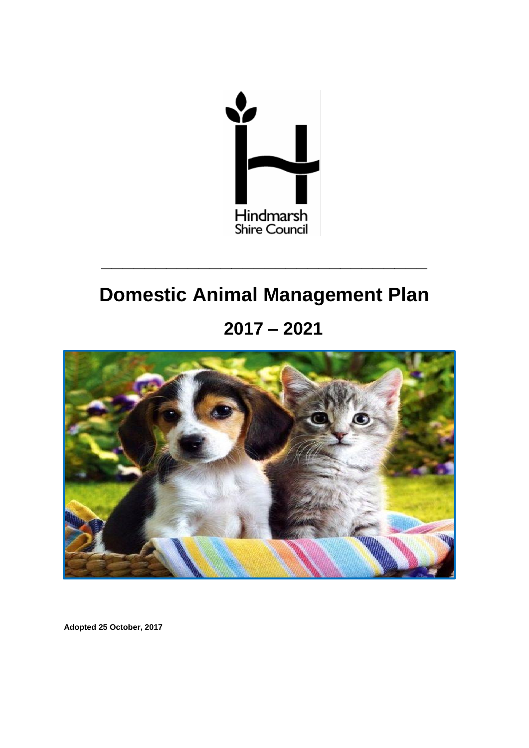Hindmarsh Shire Council

# Domestic Animal Management Plan

## 2017 – 2021

**Adopted 25 October, 2017**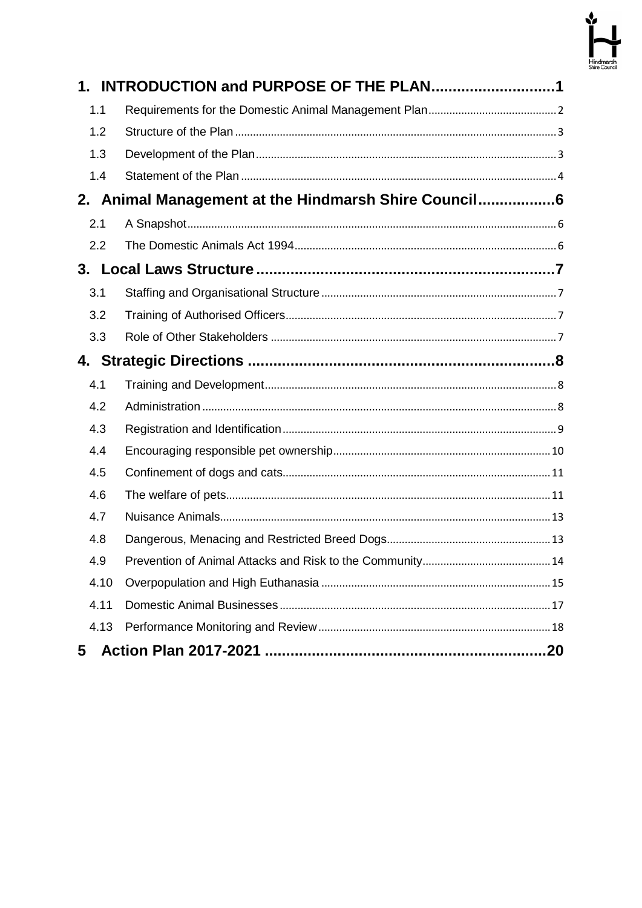1. **INTRODUCTION and PURPOSE OF THE PLAN** ........ 1
   - 1.1 Requirements for the Domestic Animal Management Plan ........ 2
   - 1.2 Structure of the Plan ........ 3
   - 1.3 Development of the Plan ........ 3
   - 1.4 Statement of the Plan ........ 4
2. **Animal Management at the Hindmarsh Shire Council** ........ 6
   - 2.1 A Snapshot ........ 6
   - 2.2 The Domestic Animals Act 1994 ........ 6
3. **Local Laws Structure** ........ 7
   - 3.1 Staffing and Organisational Structure ........ 7
   - 3.2 Training of Authorised Officers ........ 7
   - 3.3 Role of Other Stakeholders ........ 7
4. **Strategic Directions** ........ 8
   - 4.1 Training and Development ........ 8
   - 4.2 Administration ........ 8
   - 4.3 Registration and Identification ........ 9
   - 4.4 Encouraging responsible pet ownership ........ 10
   - 4.5 Confinement of dogs and cats ........ 11
   - 4.6 The welfare of pets ........ 11
   - 4.7 Nuisance Animals ........ 13
   - 4.8 Dangerous, Menacing and Restricted Breed Dogs ........ 13
   - 4.9 Prevention of Animal Attacks and Risk to the Community ........ 14
   - 4.10 Overpopulation and High Euthanasia ........ 15
   - 4.11 Domestic Animal Businesses ........ 17
   - 4.13 Performance Monitoring and Review ........ 18
5. **Action Plan 2017-2021** ........ 20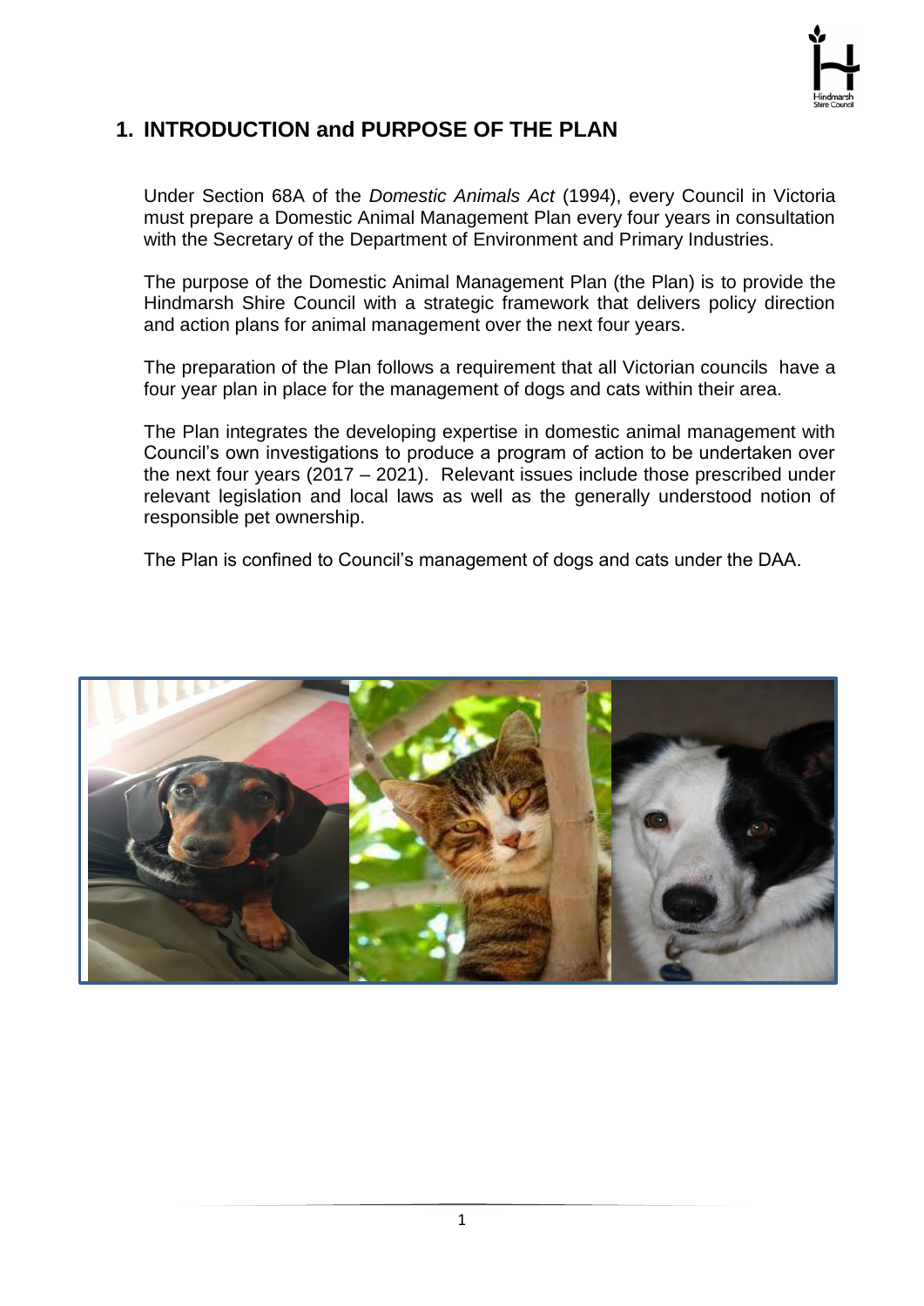# 1. INTRODUCTION and PURPOSE OF THE PLAN

Under Section 68A of the *Domestic Animals Act* (1994), every Council in Victoria must prepare a Domestic Animal Management Plan every four years in consultation with the Secretary of the Department of Environment and Primary Industries.

The purpose of the Domestic Animal Management Plan (the Plan) is to provide the Hindmarsh Shire Council with a strategic framework that delivers policy direction and action plans for animal management over the next four years.

The preparation of the Plan follows a requirement that all Victorian councils have a four year plan in place for the management of dogs and cats within their area.

The Plan integrates the developing expertise in domestic animal management with Council's own investigations to produce a program of action to be undertaken over the next four years (2017 – 2021). Relevant issues include those prescribed under relevant legislation and local laws as well as the generally understood notion of responsible pet ownership.

The Plan is confined to Council's management of dogs and cats under the DAA.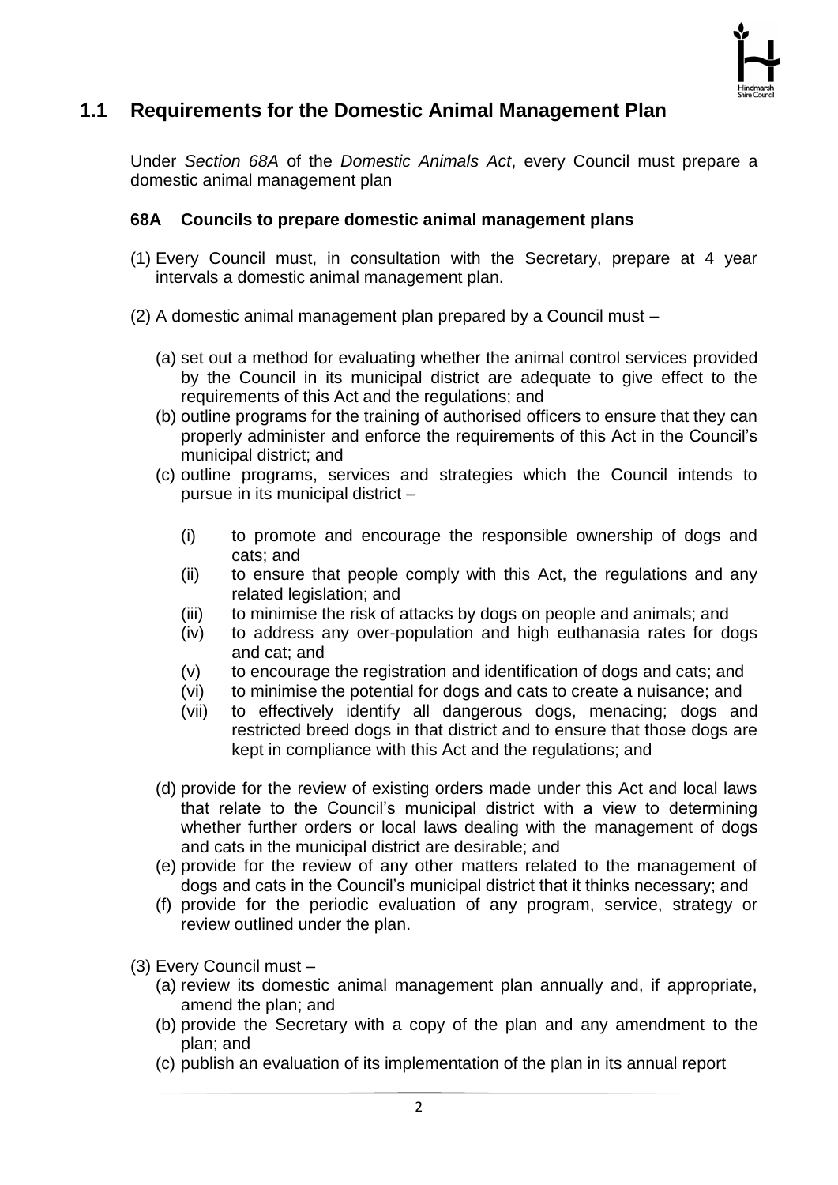## 1.1 Requirements for the Domestic Animal Management Plan

Under *Section 68A* of the *Domestic Animals Act*, every Council must prepare a domestic animal management plan

### 68A Councils to prepare domestic animal management plans

(1) Every Council must, in consultation with the Secretary, prepare at 4 year intervals a domestic animal management plan.

(2) A domestic animal management plan prepared by a Council must –

(a) set out a method for evaluating whether the animal control services provided by the Council in its municipal district are adequate to give effect to the requirements of this Act and the regulations; and

(b) outline programs for the training of authorised officers to ensure that they can properly administer and enforce the requirements of this Act in the Council's municipal district; and

(c) outline programs, services and strategies which the Council intends to pursue in its municipal district –

(i) to promote and encourage the responsible ownership of dogs and cats; and

(ii) to ensure that people comply with this Act, the regulations and any related legislation; and

(iii) to minimise the risk of attacks by dogs on people and animals; and

(iv) to address any over-population and high euthanasia rates for dogs and cat; and

(v) to encourage the registration and identification of dogs and cats; and

(vi) to minimise the potential for dogs and cats to create a nuisance; and

(vii) to effectively identify all dangerous dogs, menacing; dogs and restricted breed dogs in that district and to ensure that those dogs are kept in compliance with this Act and the regulations; and

(d) provide for the review of existing orders made under this Act and local laws that relate to the Council's municipal district with a view to determining whether further orders or local laws dealing with the management of dogs and cats in the municipal district are desirable; and

(e) provide for the review of any other matters related to the management of dogs and cats in the Council's municipal district that it thinks necessary; and

(f) provide for the periodic evaluation of any program, service, strategy or review outlined under the plan.

(3) Every Council must –

(a) review its domestic animal management plan annually and, if appropriate, amend the plan; and

(b) provide the Secretary with a copy of the plan and any amendment to the plan; and

(c) publish an evaluation of its implementation of the plan in its annual report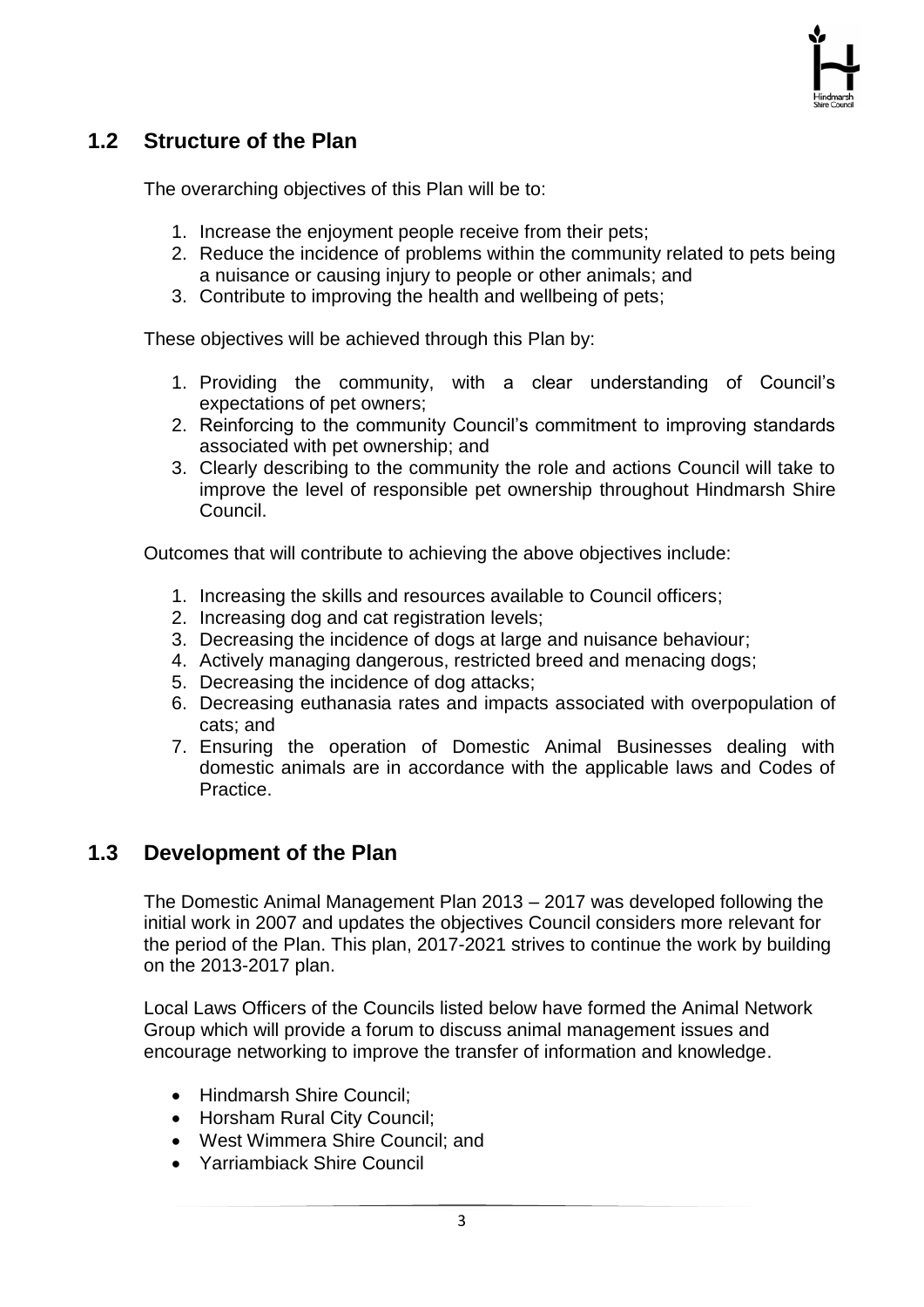## 1.2 Structure of the Plan

The overarching objectives of this Plan will be to:

1. Increase the enjoyment people receive from their pets;
2. Reduce the incidence of problems within the community related to pets being a nuisance or causing injury to people or other animals; and
3. Contribute to improving the health and wellbeing of pets;

These objectives will be achieved through this Plan by:

1. Providing the community, with a clear understanding of Council's expectations of pet owners;
2. Reinforcing to the community Council's commitment to improving standards associated with pet ownership; and
3. Clearly describing to the community the role and actions Council will take to improve the level of responsible pet ownership throughout Hindmarsh Shire Council.

Outcomes that will contribute to achieving the above objectives include:

1. Increasing the skills and resources available to Council officers;
2. Increasing dog and cat registration levels;
3. Decreasing the incidence of dogs at large and nuisance behaviour;
4. Actively managing dangerous, restricted breed and menacing dogs;
5. Decreasing the incidence of dog attacks;
6. Decreasing euthanasia rates and impacts associated with overpopulation of cats; and
7. Ensuring the operation of Domestic Animal Businesses dealing with domestic animals are in accordance with the applicable laws and Codes of Practice.

## 1.3 Development of the Plan

The Domestic Animal Management Plan 2013 – 2017 was developed following the initial work in 2007 and updates the objectives Council considers more relevant for the period of the Plan. This plan, 2017-2021 strives to continue the work by building on the 2013-2017 plan.

Local Laws Officers of the Councils listed below have formed the Animal Network Group which will provide a forum to discuss animal management issues and encourage networking to improve the transfer of information and knowledge.

- Hindmarsh Shire Council;
- Horsham Rural City Council;
- West Wimmera Shire Council; and
- Yarriambiack Shire Council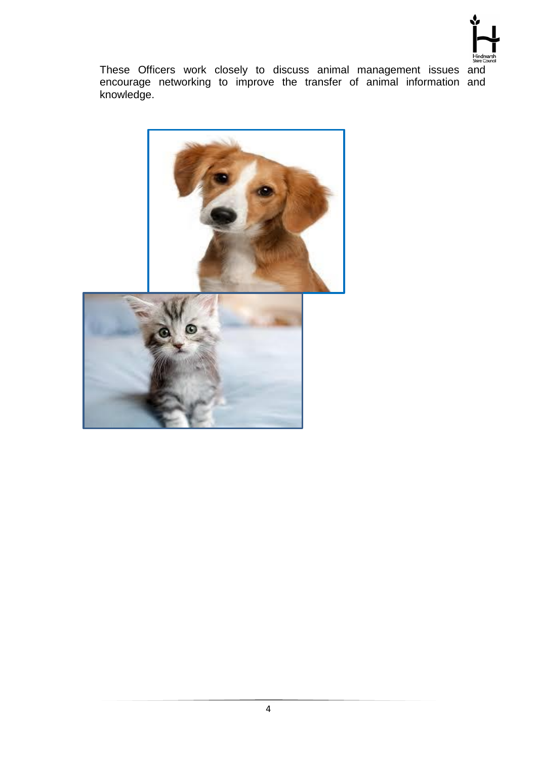These Officers work closely to discuss animal management issues and encourage networking to improve the transfer of animal information and knowledge.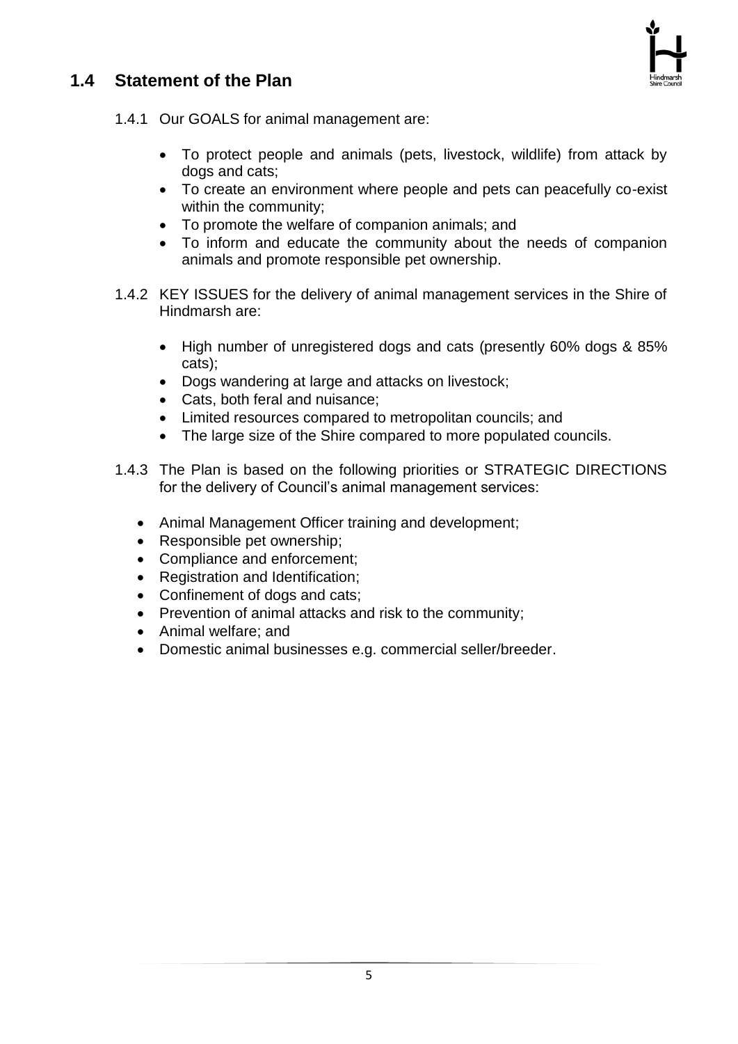## 1.4 Statement of the Plan

1.4.1 Our GOALS for animal management are:

- To protect people and animals (pets, livestock, wildlife) from attack by dogs and cats;
- To create an environment where people and pets can peacefully co-exist within the community;
- To promote the welfare of companion animals; and
- To inform and educate the community about the needs of companion animals and promote responsible pet ownership.

1.4.2 KEY ISSUES for the delivery of animal management services in the Shire of Hindmarsh are:

- High number of unregistered dogs and cats (presently 60% dogs & 85% cats);
- Dogs wandering at large and attacks on livestock;
- Cats, both feral and nuisance;
- Limited resources compared to metropolitan councils; and
- The large size of the Shire compared to more populated councils.

1.4.3 The Plan is based on the following priorities or STRATEGIC DIRECTIONS for the delivery of Council's animal management services:

- Animal Management Officer training and development;
- Responsible pet ownership;
- Compliance and enforcement;
- Registration and Identification;
- Confinement of dogs and cats;
- Prevention of animal attacks and risk to the community;
- Animal welfare; and
- Domestic animal businesses e.g. commercial seller/breeder.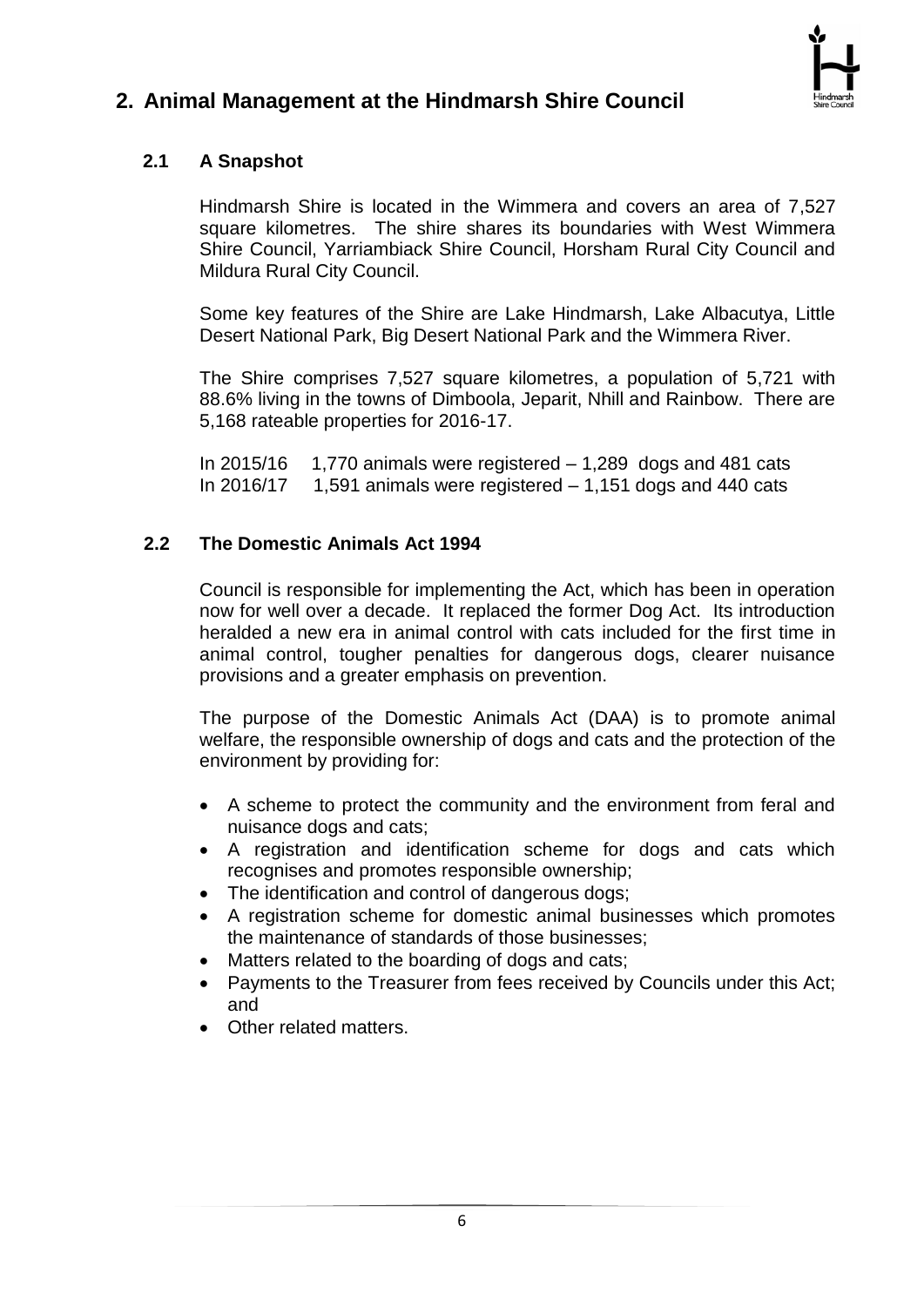## 2. Animal Management at the Hindmarsh Shire Council

### 2.1 A Snapshot

Hindmarsh Shire is located in the Wimmera and covers an area of 7,527 square kilometres. The shire shares its boundaries with West Wimmera Shire Council, Yarriambiack Shire Council, Horsham Rural City Council and Mildura Rural City Council.

Some key features of the Shire are Lake Hindmarsh, Lake Albacutya, Little Desert National Park, Big Desert National Park and the Wimmera River.

The Shire comprises 7,527 square kilometres, a population of 5,721 with 88.6% living in the towns of Dimboola, Jeparit, Nhill and Rainbow. There are 5,168 rateable properties for 2016-17.

In 2015/16 1,770 animals were registered – 1,289 dogs and 481 cats
In 2016/17 1,591 animals were registered – 1,151 dogs and 440 cats

### 2.2 The Domestic Animals Act 1994

Council is responsible for implementing the Act, which has been in operation now for well over a decade. It replaced the former Dog Act. Its introduction heralded a new era in animal control with cats included for the first time in animal control, tougher penalties for dangerous dogs, clearer nuisance provisions and a greater emphasis on prevention.

The purpose of the Domestic Animals Act (DAA) is to promote animal welfare, the responsible ownership of dogs and cats and the protection of the environment by providing for:

- A scheme to protect the community and the environment from feral and nuisance dogs and cats;
- A registration and identification scheme for dogs and cats which recognises and promotes responsible ownership;
- The identification and control of dangerous dogs;
- A registration scheme for domestic animal businesses which promotes the maintenance of standards of those businesses;
- Matters related to the boarding of dogs and cats;
- Payments to the Treasurer from fees received by Councils under this Act; and
- Other related matters.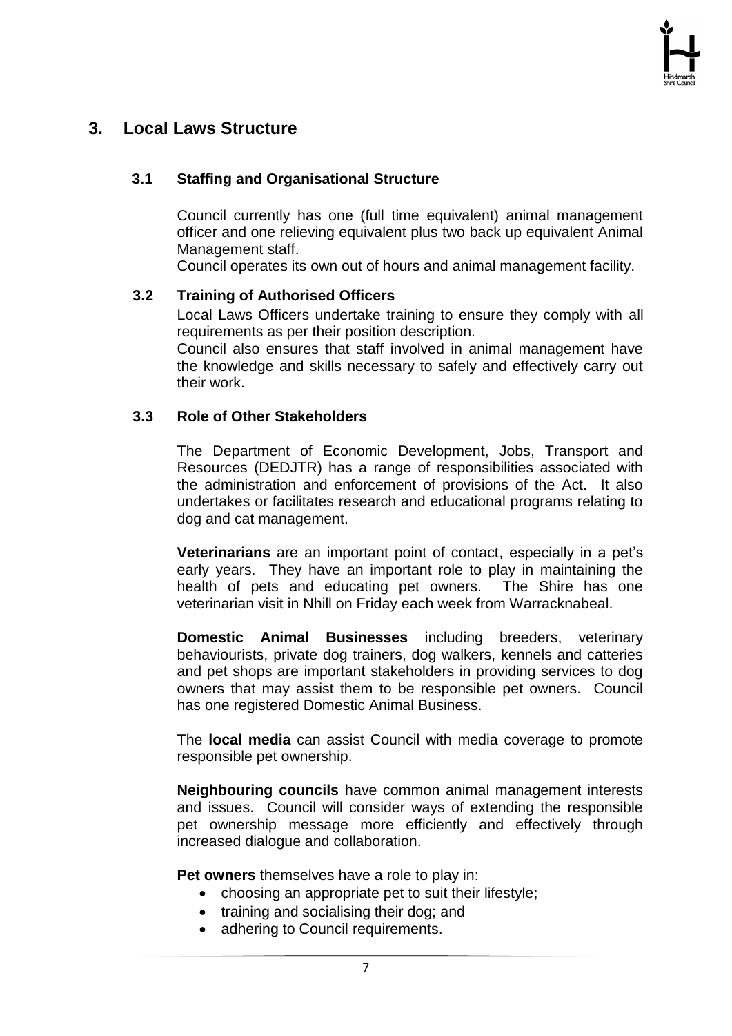## 3. Local Laws Structure

### 3.1 Staffing and Organisational Structure

Council currently has one (full time equivalent) animal management officer and one relieving equivalent plus two back up equivalent Animal Management staff.

Council operates its own out of hours and animal management facility.

### 3.2 Training of Authorised Officers

Local Laws Officers undertake training to ensure they comply with all requirements as per their position description.

Council also ensures that staff involved in animal management have the knowledge and skills necessary to safely and effectively carry out their work.

### 3.3 Role of Other Stakeholders

The Department of Economic Development, Jobs, Transport and Resources (DEDJTR) has a range of responsibilities associated with the administration and enforcement of provisions of the Act. It also undertakes or facilitates research and educational programs relating to dog and cat management.

**Veterinarians** are an important point of contact, especially in a pet's early years. They have an important role to play in maintaining the health of pets and educating pet owners. The Shire has one veterinarian visit in Nhill on Friday each week from Warracknabeal.

**Domestic Animal Businesses** including breeders, veterinary behaviourists, private dog trainers, dog walkers, kennels and catteries and pet shops are important stakeholders in providing services to dog owners that may assist them to be responsible pet owners. Council has one registered Domestic Animal Business.

The **local media** can assist Council with media coverage to promote responsible pet ownership.

**Neighbouring councils** have common animal management interests and issues. Council will consider ways of extending the responsible pet ownership message more efficiently and effectively through increased dialogue and collaboration.

**Pet owners** themselves have a role to play in:

- choosing an appropriate pet to suit their lifestyle;
- training and socialising their dog; and
- adhering to Council requirements.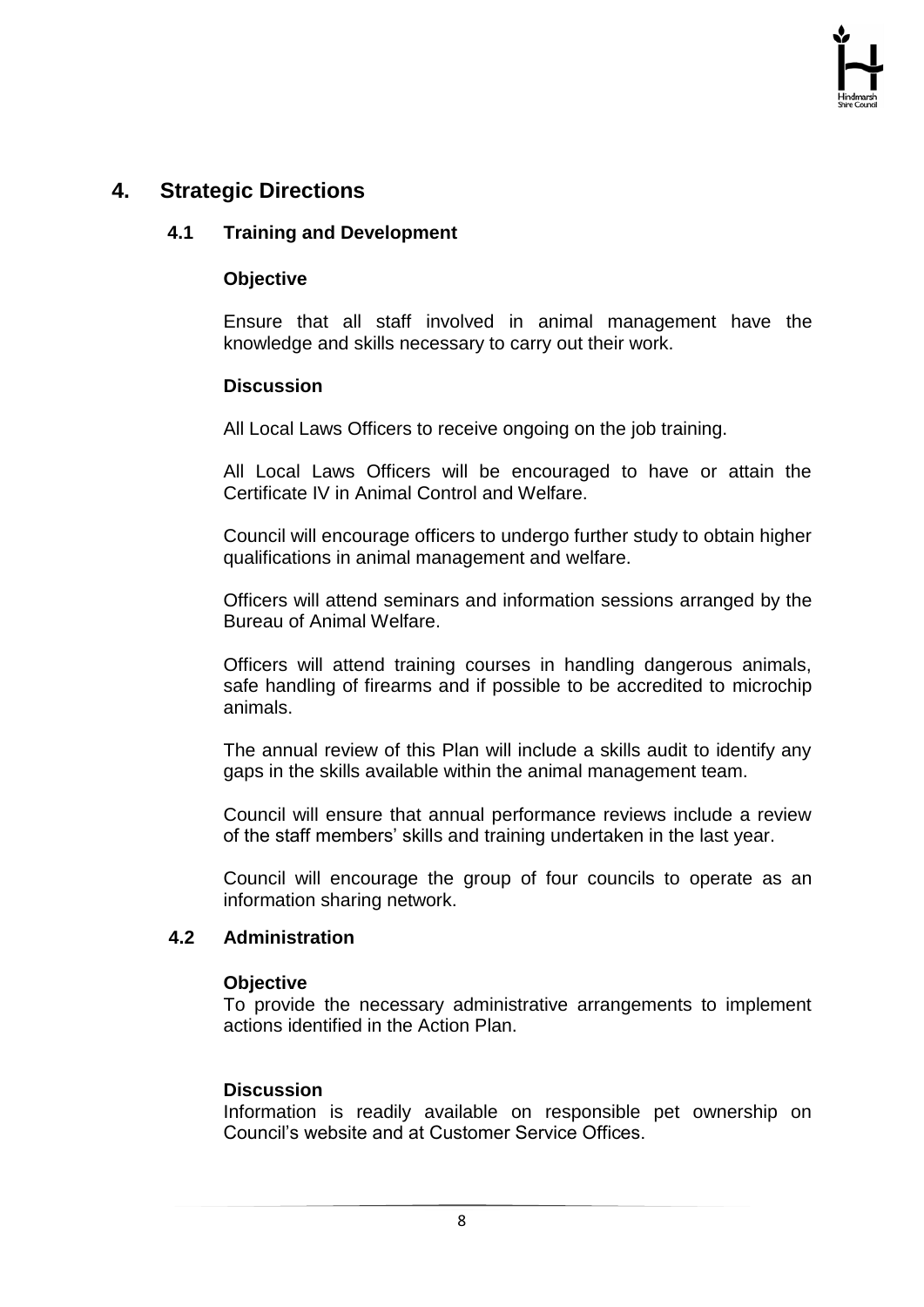# 4. Strategic Directions

## 4.1 Training and Development

**Objective**

Ensure that all staff involved in animal management have the knowledge and skills necessary to carry out their work.

**Discussion**

All Local Laws Officers to receive ongoing on the job training.

All Local Laws Officers will be encouraged to have or attain the Certificate IV in Animal Control and Welfare.

Council will encourage officers to undergo further study to obtain higher qualifications in animal management and welfare.

Officers will attend seminars and information sessions arranged by the Bureau of Animal Welfare.

Officers will attend training courses in handling dangerous animals, safe handling of firearms and if possible to be accredited to microchip animals.

The annual review of this Plan will include a skills audit to identify any gaps in the skills available within the animal management team.

Council will ensure that annual performance reviews include a review of the staff members' skills and training undertaken in the last year.

Council will encourage the group of four councils to operate as an information sharing network.

## 4.2 Administration

**Objective**

To provide the necessary administrative arrangements to implement actions identified in the Action Plan.

**Discussion**

Information is readily available on responsible pet ownership on Council's website and at Customer Service Offices.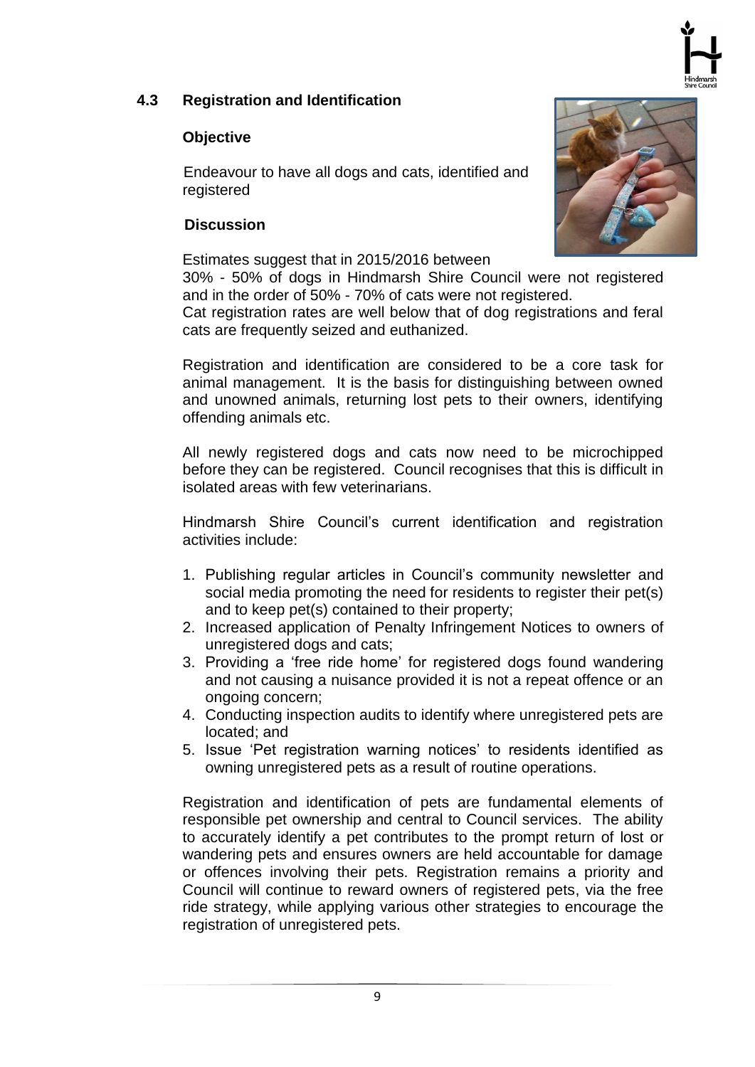## 4.3 Registration and Identification

### Objective

Endeavour to have all dogs and cats, identified and registered

### Discussion

Estimates suggest that in 2015/2016 between 30% - 50% of dogs in Hindmarsh Shire Council were not registered and in the order of 50% - 70% of cats were not registered.
Cat registration rates are well below that of dog registrations and feral cats are frequently seized and euthanized.

Registration and identification are considered to be a core task for animal management. It is the basis for distinguishing between owned and unowned animals, returning lost pets to their owners, identifying offending animals etc.

All newly registered dogs and cats now need to be microchipped before they can be registered. Council recognises that this is difficult in isolated areas with few veterinarians.

Hindmarsh Shire Council's current identification and registration activities include:

1. Publishing regular articles in Council's community newsletter and social media promoting the need for residents to register their pet(s) and to keep pet(s) contained to their property;
2. Increased application of Penalty Infringement Notices to owners of unregistered dogs and cats;
3. Providing a 'free ride home' for registered dogs found wandering and not causing a nuisance provided it is not a repeat offence or an ongoing concern;
4. Conducting inspection audits to identify where unregistered pets are located; and
5. Issue 'Pet registration warning notices' to residents identified as owning unregistered pets as a result of routine operations.

Registration and identification of pets are fundamental elements of responsible pet ownership and central to Council services. The ability to accurately identify a pet contributes to the prompt return of lost or wandering pets and ensures owners are held accountable for damage or offences involving their pets. Registration remains a priority and Council will continue to reward owners of registered pets, via the free ride strategy, while applying various other strategies to encourage the registration of unregistered pets.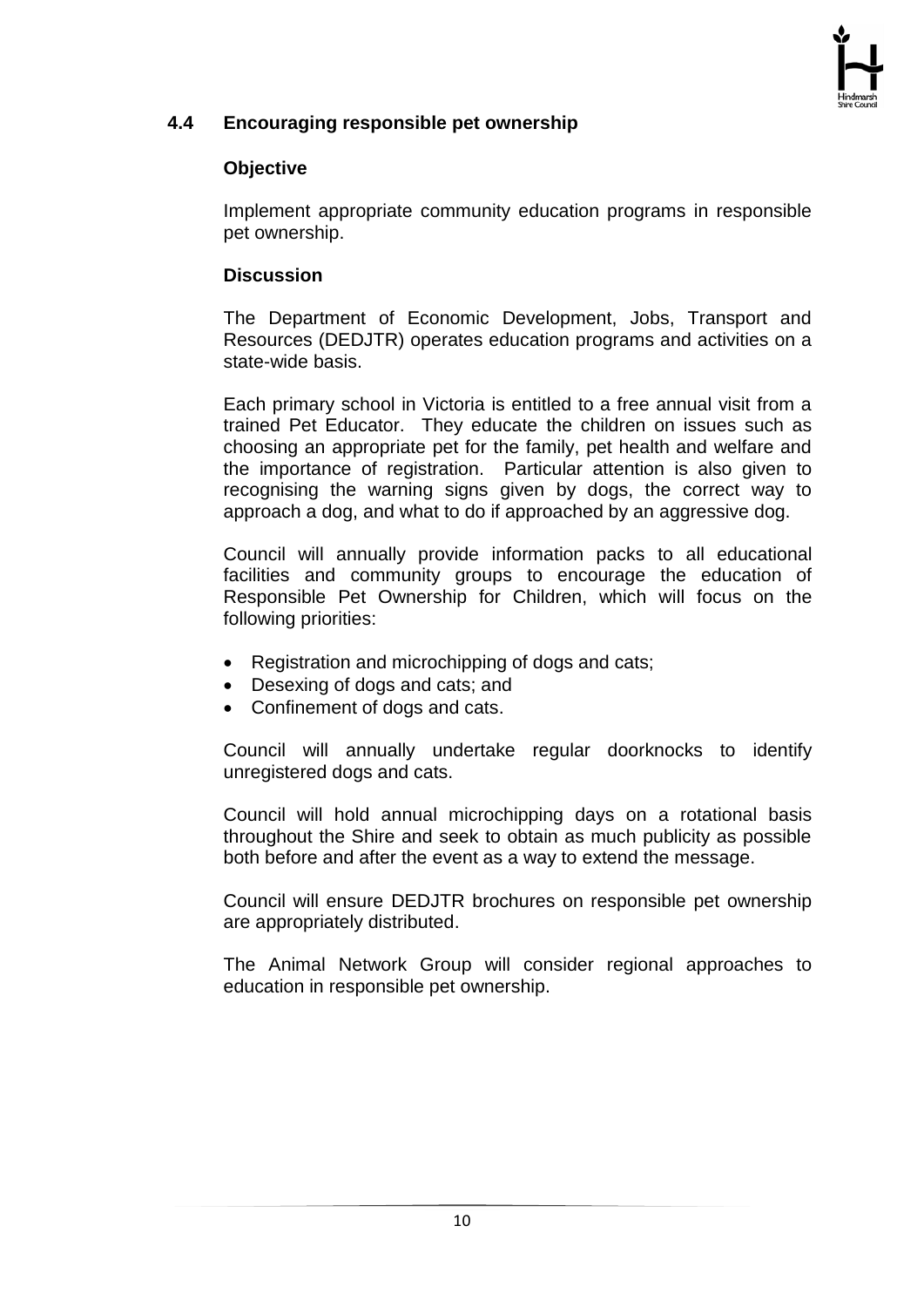## 4.4 Encouraging responsible pet ownership

### Objective

Implement appropriate community education programs in responsible pet ownership.

### Discussion

The Department of Economic Development, Jobs, Transport and Resources (DEDJTR) operates education programs and activities on a state-wide basis.

Each primary school in Victoria is entitled to a free annual visit from a trained Pet Educator. They educate the children on issues such as choosing an appropriate pet for the family, pet health and welfare and the importance of registration. Particular attention is also given to recognising the warning signs given by dogs, the correct way to approach a dog, and what to do if approached by an aggressive dog.

Council will annually provide information packs to all educational facilities and community groups to encourage the education of Responsible Pet Ownership for Children, which will focus on the following priorities:

- Registration and microchipping of dogs and cats;
- Desexing of dogs and cats; and
- Confinement of dogs and cats.

Council will annually undertake regular doorknocks to identify unregistered dogs and cats.

Council will hold annual microchipping days on a rotational basis throughout the Shire and seek to obtain as much publicity as possible both before and after the event as a way to extend the message.

Council will ensure DEDJTR brochures on responsible pet ownership are appropriately distributed.

The Animal Network Group will consider regional approaches to education in responsible pet ownership.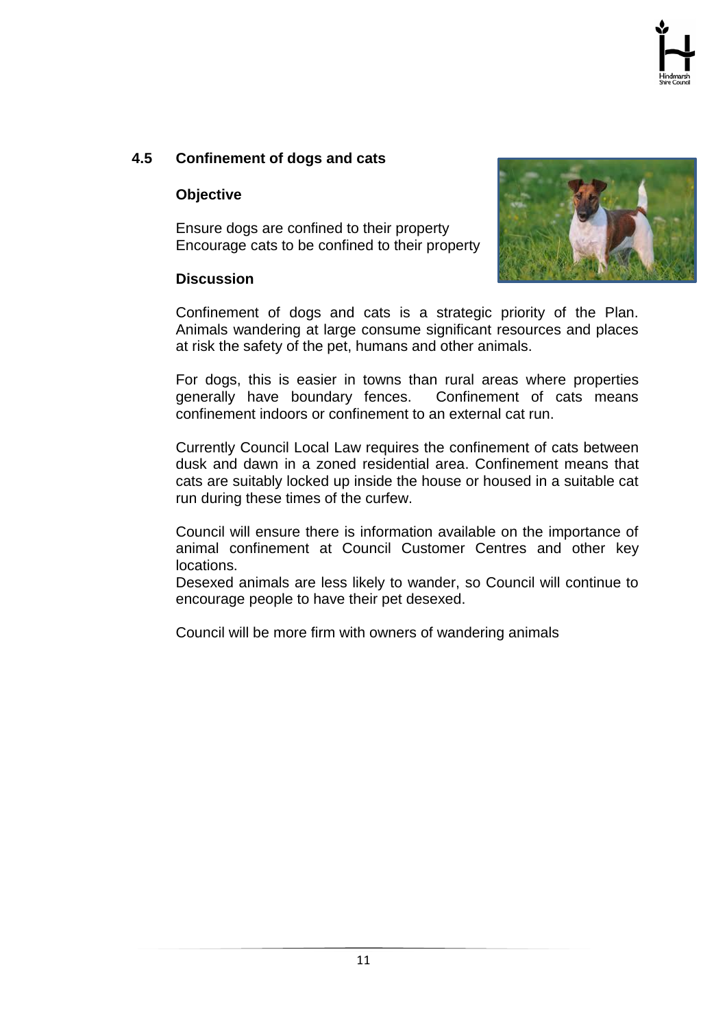## 4.5 Confinement of dogs and cats

**Objective**

Ensure dogs are confined to their property
Encourage cats to be confined to their property

**Discussion**

Confinement of dogs and cats is a strategic priority of the Plan. Animals wandering at large consume significant resources and places at risk the safety of the pet, humans and other animals.

For dogs, this is easier in towns than rural areas where properties generally have boundary fences. Confinement of cats means confinement indoors or confinement to an external cat run.

Currently Council Local Law requires the confinement of cats between dusk and dawn in a zoned residential area. Confinement means that cats are suitably locked up inside the house or housed in a suitable cat run during these times of the curfew.

Council will ensure there is information available on the importance of animal confinement at Council Customer Centres and other key locations.
Desexed animals are less likely to wander, so Council will continue to encourage people to have their pet desexed.

Council will be more firm with owners of wandering animals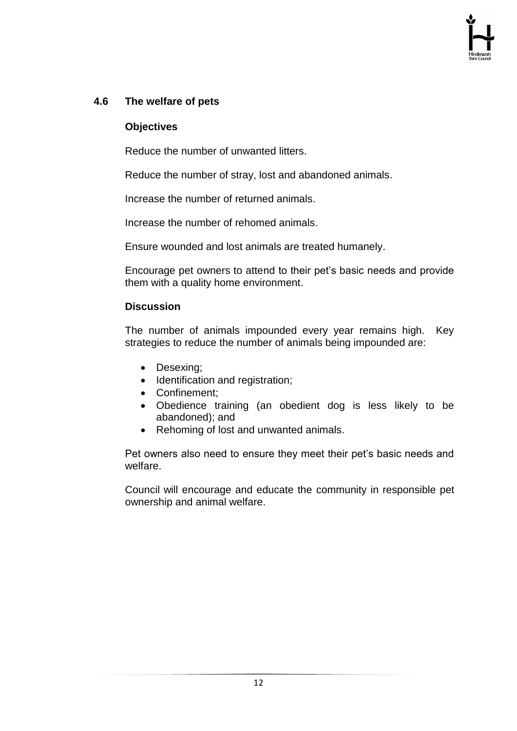## 4.6 The welfare of pets

### Objectives

Reduce the number of unwanted litters.

Reduce the number of stray, lost and abandoned animals.

Increase the number of returned animals.

Increase the number of rehomed animals.

Ensure wounded and lost animals are treated humanely.

Encourage pet owners to attend to their pet's basic needs and provide them with a quality home environment.

### Discussion

The number of animals impounded every year remains high. Key strategies to reduce the number of animals being impounded are:

- Desexing;
- Identification and registration;
- Confinement;
- Obedience training (an obedient dog is less likely to be abandoned); and
- Rehoming of lost and unwanted animals.

Pet owners also need to ensure they meet their pet's basic needs and welfare.

Council will encourage and educate the community in responsible pet ownership and animal welfare.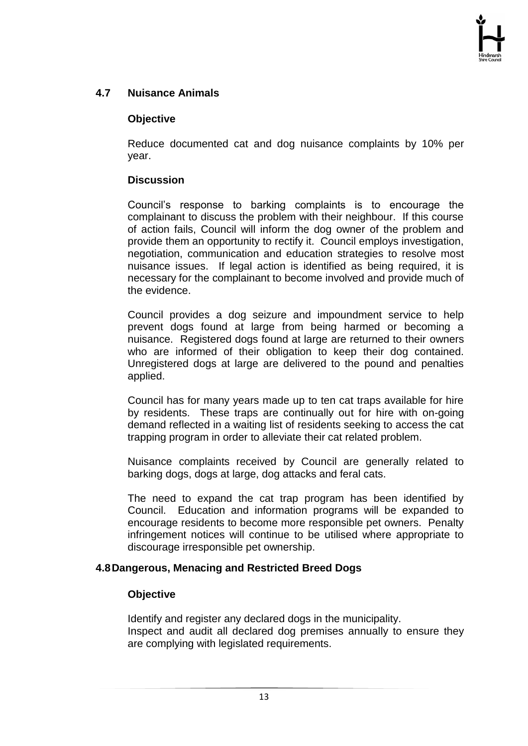## 4.7 Nuisance Animals

### Objective

Reduce documented cat and dog nuisance complaints by 10% per year.

### Discussion

Council's response to barking complaints is to encourage the complainant to discuss the problem with their neighbour. If this course of action fails, Council will inform the dog owner of the problem and provide them an opportunity to rectify it. Council employs investigation, negotiation, communication and education strategies to resolve most nuisance issues. If legal action is identified as being required, it is necessary for the complainant to become involved and provide much of the evidence.

Council provides a dog seizure and impoundment service to help prevent dogs found at large from being harmed or becoming a nuisance. Registered dogs found at large are returned to their owners who are informed of their obligation to keep their dog contained. Unregistered dogs at large are delivered to the pound and penalties applied.

Council has for many years made up to ten cat traps available for hire by residents. These traps are continually out for hire with on-going demand reflected in a waiting list of residents seeking to access the cat trapping program in order to alleviate their cat related problem.

Nuisance complaints received by Council are generally related to barking dogs, dogs at large, dog attacks and feral cats.

The need to expand the cat trap program has been identified by Council. Education and information programs will be expanded to encourage residents to become more responsible pet owners. Penalty infringement notices will continue to be utilised where appropriate to discourage irresponsible pet ownership.

## 4.8 Dangerous, Menacing and Restricted Breed Dogs

### Objective

Identify and register any declared dogs in the municipality.
Inspect and audit all declared dog premises annually to ensure they are complying with legislated requirements.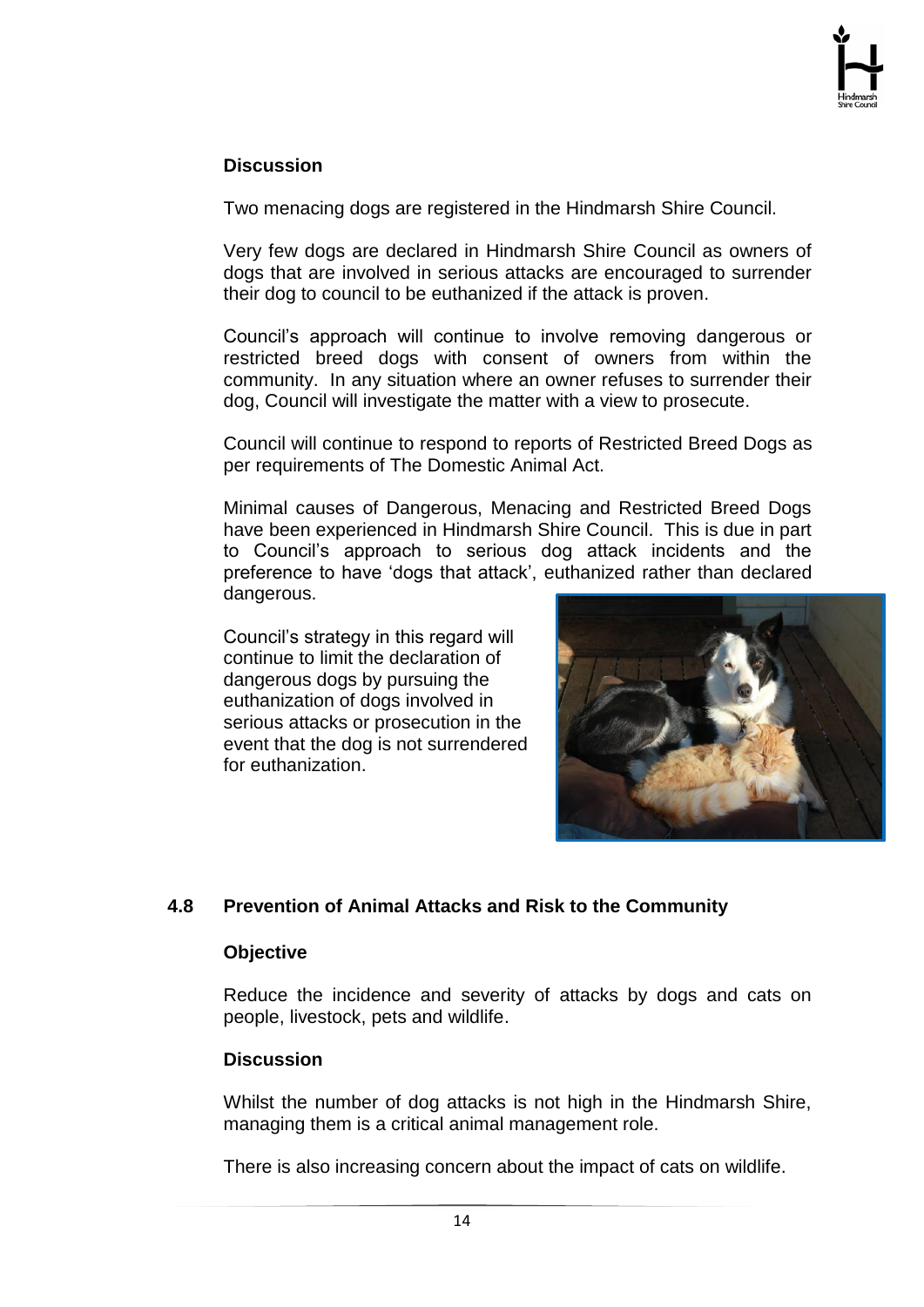**Discussion**

Two menacing dogs are registered in the Hindmarsh Shire Council.

Very few dogs are declared in Hindmarsh Shire Council as owners of dogs that are involved in serious attacks are encouraged to surrender their dog to council to be euthanized if the attack is proven.

Council's approach will continue to involve removing dangerous or restricted breed dogs with consent of owners from within the community. In any situation where an owner refuses to surrender their dog, Council will investigate the matter with a view to prosecute.

Council will continue to respond to reports of Restricted Breed Dogs as per requirements of The Domestic Animal Act.

Minimal causes of Dangerous, Menacing and Restricted Breed Dogs have been experienced in Hindmarsh Shire Council. This is due in part to Council's approach to serious dog attack incidents and the preference to have 'dogs that attack', euthanized rather than declared dangerous.

Council's strategy in this regard will continue to limit the declaration of dangerous dogs by pursuing the euthanization of dogs involved in serious attacks or prosecution in the event that the dog is not surrendered for euthanization.

## 4.8 Prevention of Animal Attacks and Risk to the Community

**Objective**

Reduce the incidence and severity of attacks by dogs and cats on people, livestock, pets and wildlife.

**Discussion**

Whilst the number of dog attacks is not high in the Hindmarsh Shire, managing them is a critical animal management role.

There is also increasing concern about the impact of cats on wildlife.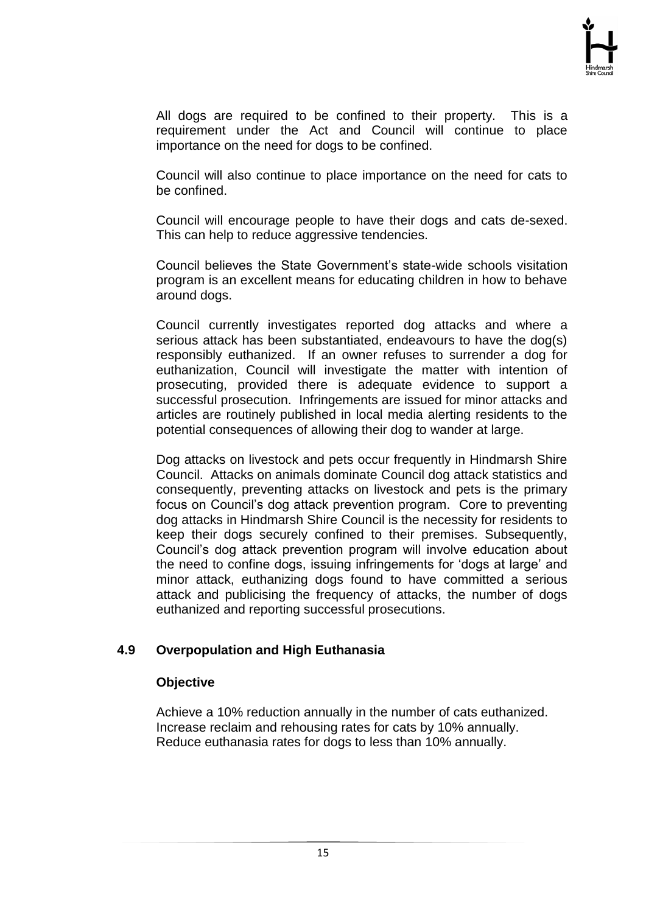All dogs are required to be confined to their property. This is a requirement under the Act and Council will continue to place importance on the need for dogs to be confined.

Council will also continue to place importance on the need for cats to be confined.

Council will encourage people to have their dogs and cats de-sexed. This can help to reduce aggressive tendencies.

Council believes the State Government's state-wide schools visitation program is an excellent means for educating children in how to behave around dogs.

Council currently investigates reported dog attacks and where a serious attack has been substantiated, endeavours to have the dog(s) responsibly euthanized. If an owner refuses to surrender a dog for euthanization, Council will investigate the matter with intention of prosecuting, provided there is adequate evidence to support a successful prosecution. Infringements are issued for minor attacks and articles are routinely published in local media alerting residents to the potential consequences of allowing their dog to wander at large.

Dog attacks on livestock and pets occur frequently in Hindmarsh Shire Council. Attacks on animals dominate Council dog attack statistics and consequently, preventing attacks on livestock and pets is the primary focus on Council's dog attack prevention program. Core to preventing dog attacks in Hindmarsh Shire Council is the necessity for residents to keep their dogs securely confined to their premises. Subsequently, Council's dog attack prevention program will involve education about the need to confine dogs, issuing infringements for 'dogs at large' and minor attack, euthanizing dogs found to have committed a serious attack and publicising the frequency of attacks, the number of dogs euthanized and reporting successful prosecutions.

## 4.9 Overpopulation and High Euthanasia

### Objective

Achieve a 10% reduction annually in the number of cats euthanized.
Increase reclaim and rehousing rates for cats by 10% annually.
Reduce euthanasia rates for dogs to less than 10% annually.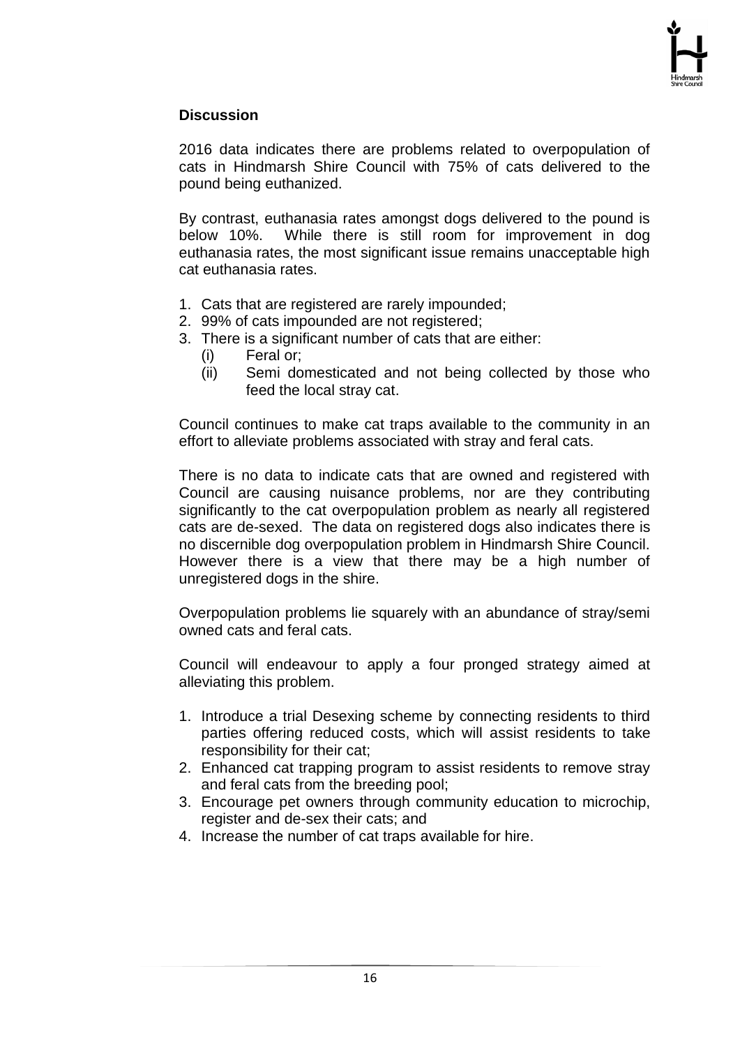**Discussion**

2016 data indicates there are problems related to overpopulation of cats in Hindmarsh Shire Council with 75% of cats delivered to the pound being euthanized.

By contrast, euthanasia rates amongst dogs delivered to the pound is below 10%. While there is still room for improvement in dog euthanasia rates, the most significant issue remains unacceptable high cat euthanasia rates.

1. Cats that are registered are rarely impounded;
2. 99% of cats impounded are not registered;
3. There is a significant number of cats that are either:
   (i) Feral or;
   (ii) Semi domesticated and not being collected by those who feed the local stray cat.

Council continues to make cat traps available to the community in an effort to alleviate problems associated with stray and feral cats.

There is no data to indicate cats that are owned and registered with Council are causing nuisance problems, nor are they contributing significantly to the cat overpopulation problem as nearly all registered cats are de-sexed. The data on registered dogs also indicates there is no discernible dog overpopulation problem in Hindmarsh Shire Council. However there is a view that there may be a high number of unregistered dogs in the shire.

Overpopulation problems lie squarely with an abundance of stray/semi owned cats and feral cats.

Council will endeavour to apply a four pronged strategy aimed at alleviating this problem.

1. Introduce a trial Desexing scheme by connecting residents to third parties offering reduced costs, which will assist residents to take responsibility for their cat;
2. Enhanced cat trapping program to assist residents to remove stray and feral cats from the breeding pool;
3. Encourage pet owners through community education to microchip, register and de-sex their cats; and
4. Increase the number of cat traps available for hire.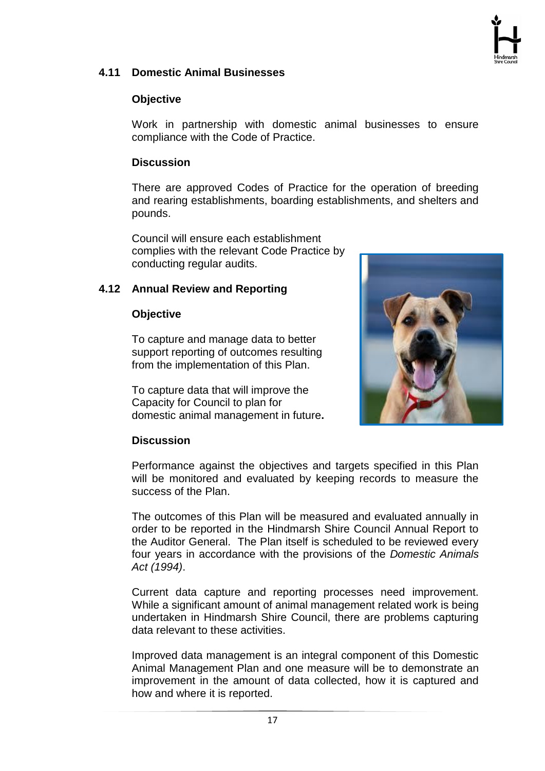## 4.11 Domestic Animal Businesses

### Objective

Work in partnership with domestic animal businesses to ensure compliance with the Code of Practice.

### Discussion

There are approved Codes of Practice for the operation of breeding and rearing establishments, boarding establishments, and shelters and pounds.

Council will ensure each establishment complies with the relevant Code Practice by conducting regular audits.

## 4.12 Annual Review and Reporting

### Objective

To capture and manage data to better support reporting of outcomes resulting from the implementation of this Plan.

To capture data that will improve the Capacity for Council to plan for domestic animal management in future**.**

### Discussion

Performance against the objectives and targets specified in this Plan will be monitored and evaluated by keeping records to measure the success of the Plan.

The outcomes of this Plan will be measured and evaluated annually in order to be reported in the Hindmarsh Shire Council Annual Report to the Auditor General. The Plan itself is scheduled to be reviewed every four years in accordance with the provisions of the *Domestic Animals Act (1994)*.

Current data capture and reporting processes need improvement. While a significant amount of animal management related work is being undertaken in Hindmarsh Shire Council, there are problems capturing data relevant to these activities.

Improved data management is an integral component of this Domestic Animal Management Plan and one measure will be to demonstrate an improvement in the amount of data collected, how it is captured and how and where it is reported.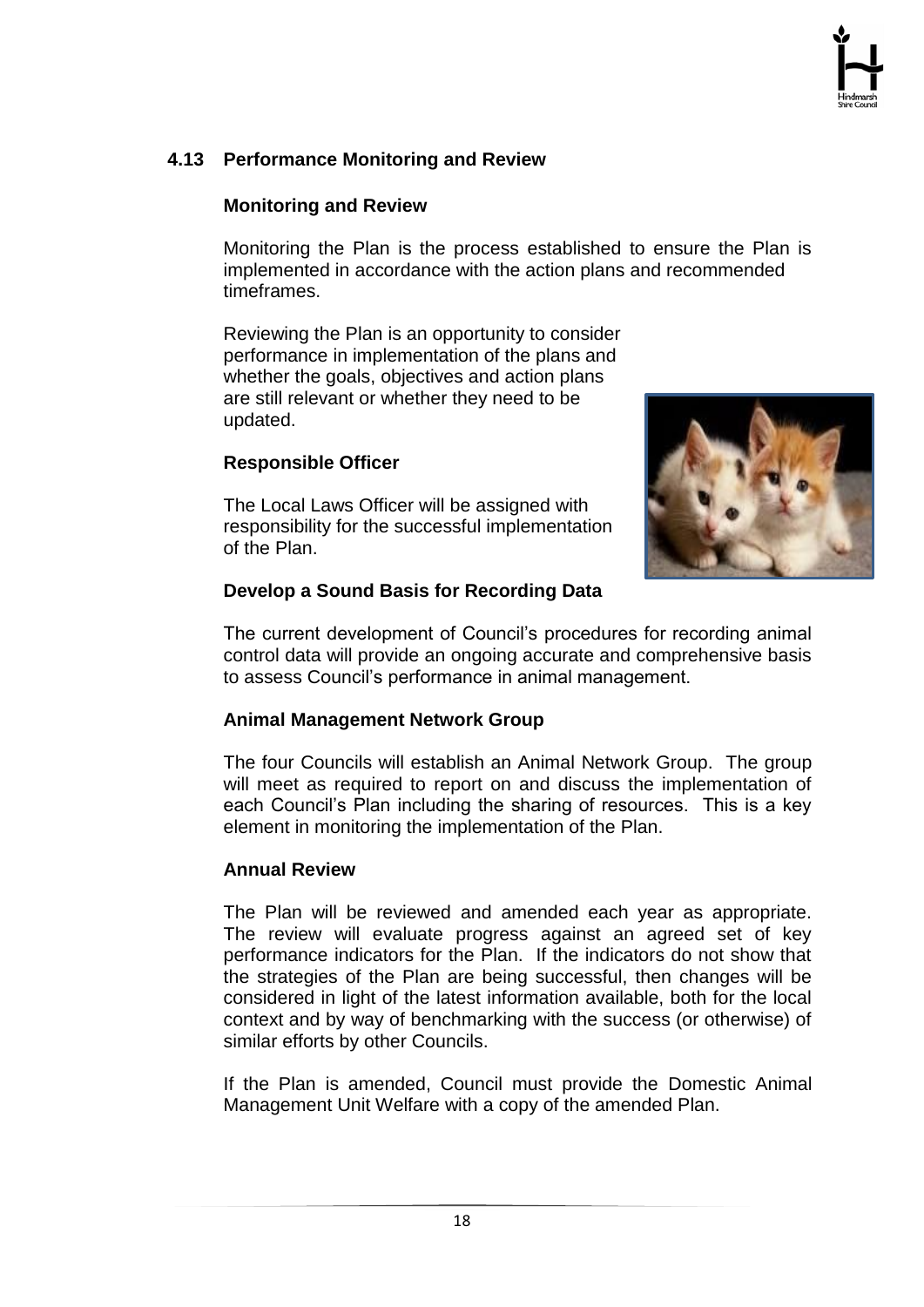## 4.13 Performance Monitoring and Review

### Monitoring and Review

Monitoring the Plan is the process established to ensure the Plan is implemented in accordance with the action plans and recommended timeframes.

Reviewing the Plan is an opportunity to consider performance in implementation of the plans and whether the goals, objectives and action plans are still relevant or whether they need to be updated.

### Responsible Officer

The Local Laws Officer will be assigned with responsibility for the successful implementation of the Plan.

### Develop a Sound Basis for Recording Data

The current development of Council's procedures for recording animal control data will provide an ongoing accurate and comprehensive basis to assess Council's performance in animal management.

### Animal Management Network Group

The four Councils will establish an Animal Network Group. The group will meet as required to report on and discuss the implementation of each Council's Plan including the sharing of resources. This is a key element in monitoring the implementation of the Plan.

### Annual Review

The Plan will be reviewed and amended each year as appropriate. The review will evaluate progress against an agreed set of key performance indicators for the Plan. If the indicators do not show that the strategies of the Plan are being successful, then changes will be considered in light of the latest information available, both for the local context and by way of benchmarking with the success (or otherwise) of similar efforts by other Councils.

If the Plan is amended, Council must provide the Domestic Animal Management Unit Welfare with a copy of the amended Plan.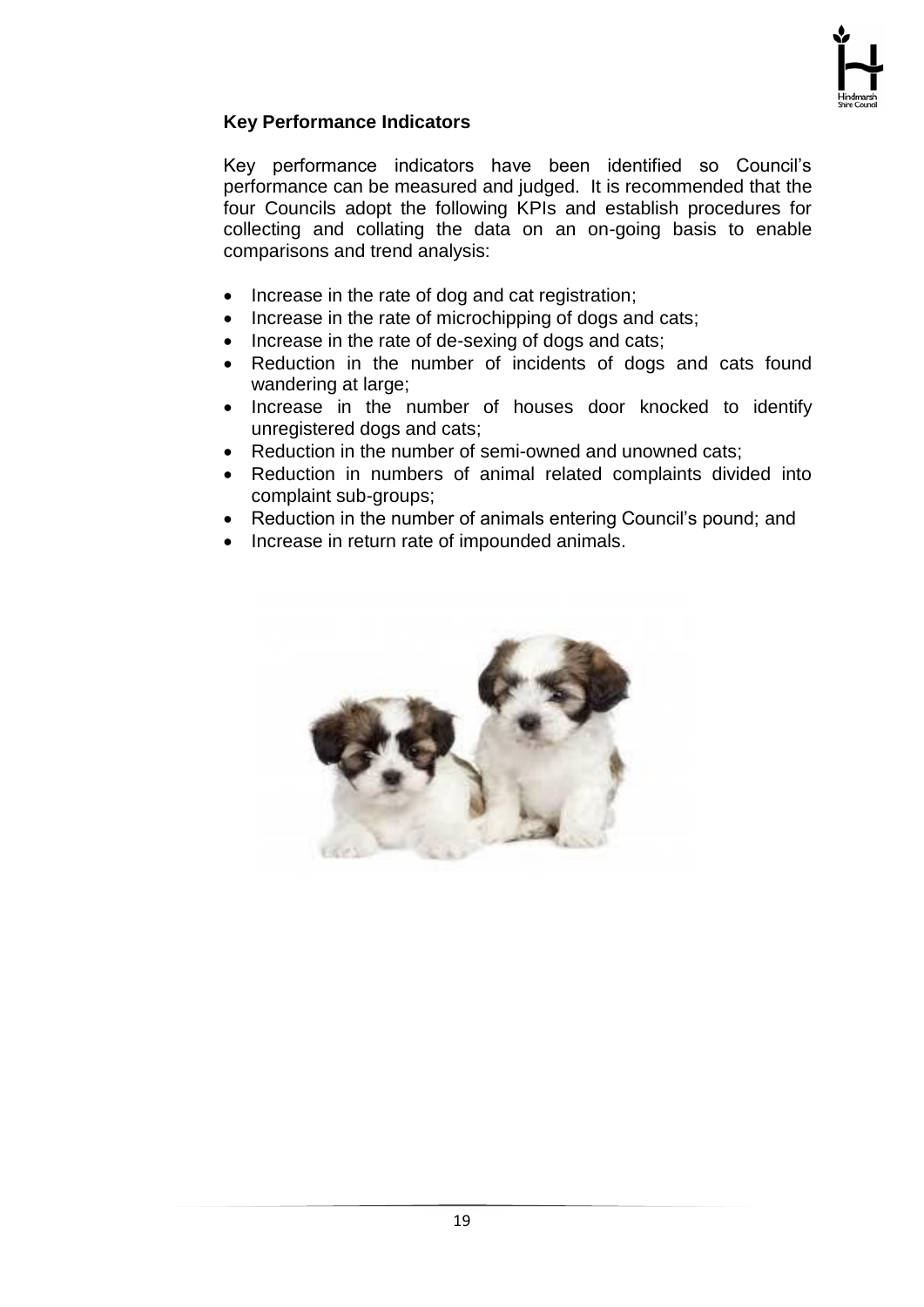**Key Performance Indicators**

Key performance indicators have been identified so Council's performance can be measured and judged. It is recommended that the four Councils adopt the following KPIs and establish procedures for collecting and collating the data on an on-going basis to enable comparisons and trend analysis:

- Increase in the rate of dog and cat registration;
- Increase in the rate of microchipping of dogs and cats;
- Increase in the rate of de-sexing of dogs and cats;
- Reduction in the number of incidents of dogs and cats found wandering at large;
- Increase in the number of houses door knocked to identify unregistered dogs and cats;
- Reduction in the number of semi-owned and unowned cats;
- Reduction in numbers of animal related complaints divided into complaint sub-groups;
- Reduction in the number of animals entering Council's pound; and
- Increase in return rate of impounded animals.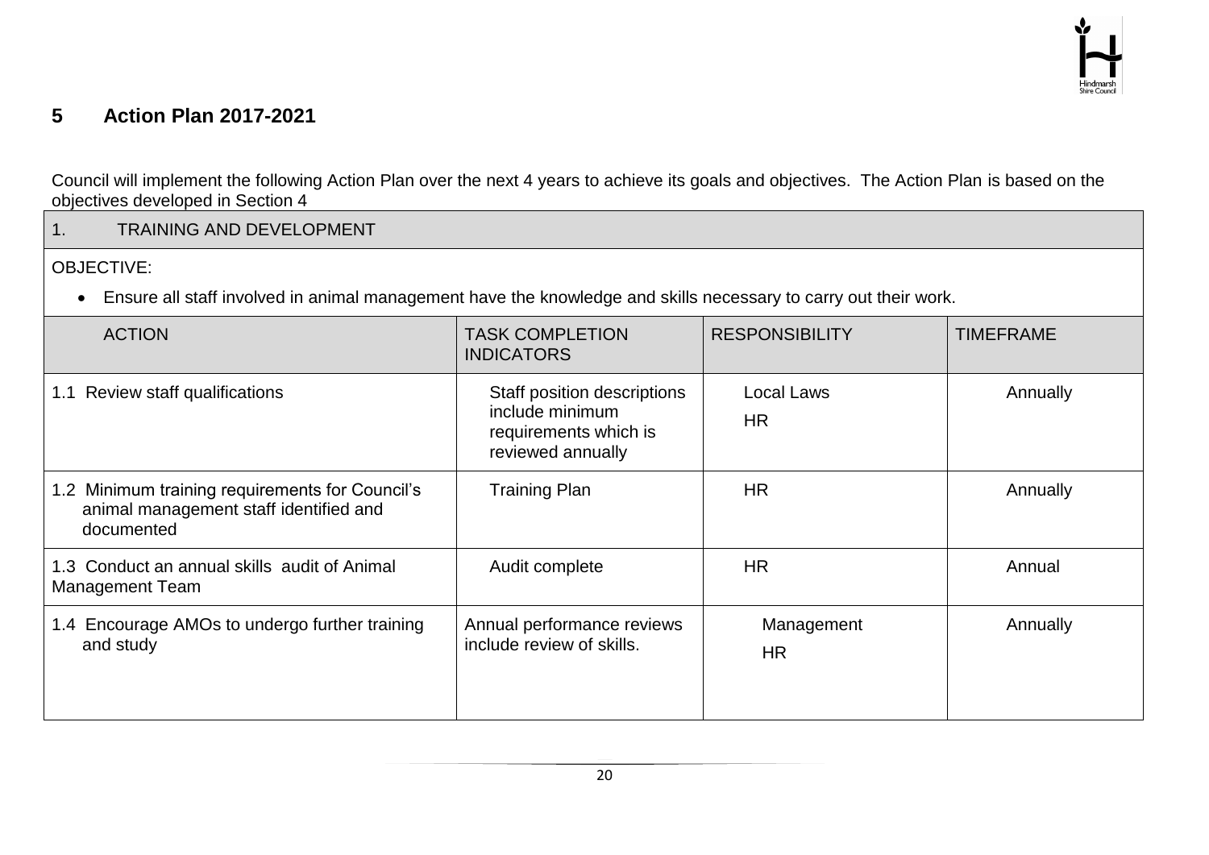## 5 Action Plan 2017-2021

Council will implement the following Action Plan over the next 4 years to achieve its goals and objectives. The Action Plan is based on the objectives developed in Section 4

| 1. TRAINING AND DEVELOPMENT | | | |
|---|---|---|---|
| OBJECTIVE:<br>• Ensure all staff involved in animal management have the knowledge and skills necessary to carry out their work. | | | |
| **ACTION** | **TASK COMPLETION INDICATORS** | **RESPONSIBILITY** | **TIMEFRAME** |
| 1.1 Review staff qualifications | Staff position descriptions include minimum requirements which is reviewed annually | Local Laws<br>HR | Annually |
| 1.2 Minimum training requirements for Council's animal management staff identified and documented | Training Plan | HR | Annually |
| 1.3 Conduct an annual skills audit of Animal Management Team | Audit complete | HR | Annual |
| 1.4 Encourage AMOs to undergo further training and study | Annual performance reviews include review of skills. | Management<br>HR | Annually |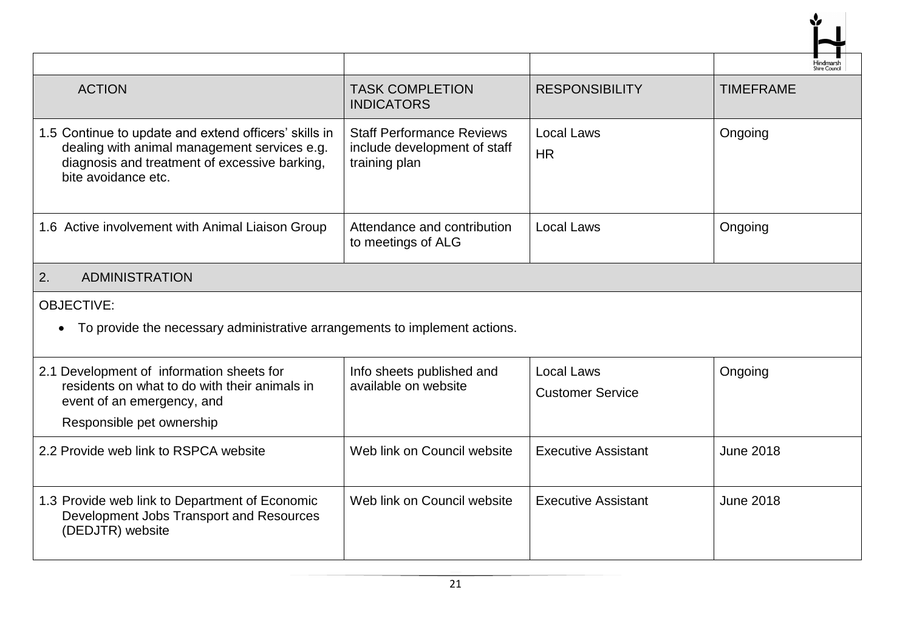| | | | |
|---|---|---|---|
| ACTION | TASK COMPLETION INDICATORS | RESPONSIBILITY | TIMEFRAME |
| 1.5 Continue to update and extend officers' skills in dealing with animal management services e.g. diagnosis and treatment of excessive barking, bite avoidance etc. | Staff Performance Reviews include development of staff training plan | Local Laws<br>HR | Ongoing |
| 1.6 Active involvement with Animal Liaison Group | Attendance and contribution to meetings of ALG | Local Laws | Ongoing |
| 2. ADMINISTRATION | | | |
| OBJECTIVE:<br>• To provide the necessary administrative arrangements to implement actions. | | | |
| 2.1 Development of information sheets for residents on what to do with their animals in event of an emergency, and<br>Responsible pet ownership | Info sheets published and available on website | Local Laws<br>Customer Service | Ongoing |
| 2.2 Provide web link to RSPCA website | Web link on Council website | Executive Assistant | June 2018 |
| 1.3 Provide web link to Department of Economic Development Jobs Transport and Resources (DEDJTR) website | Web link on Council website | Executive Assistant | June 2018 |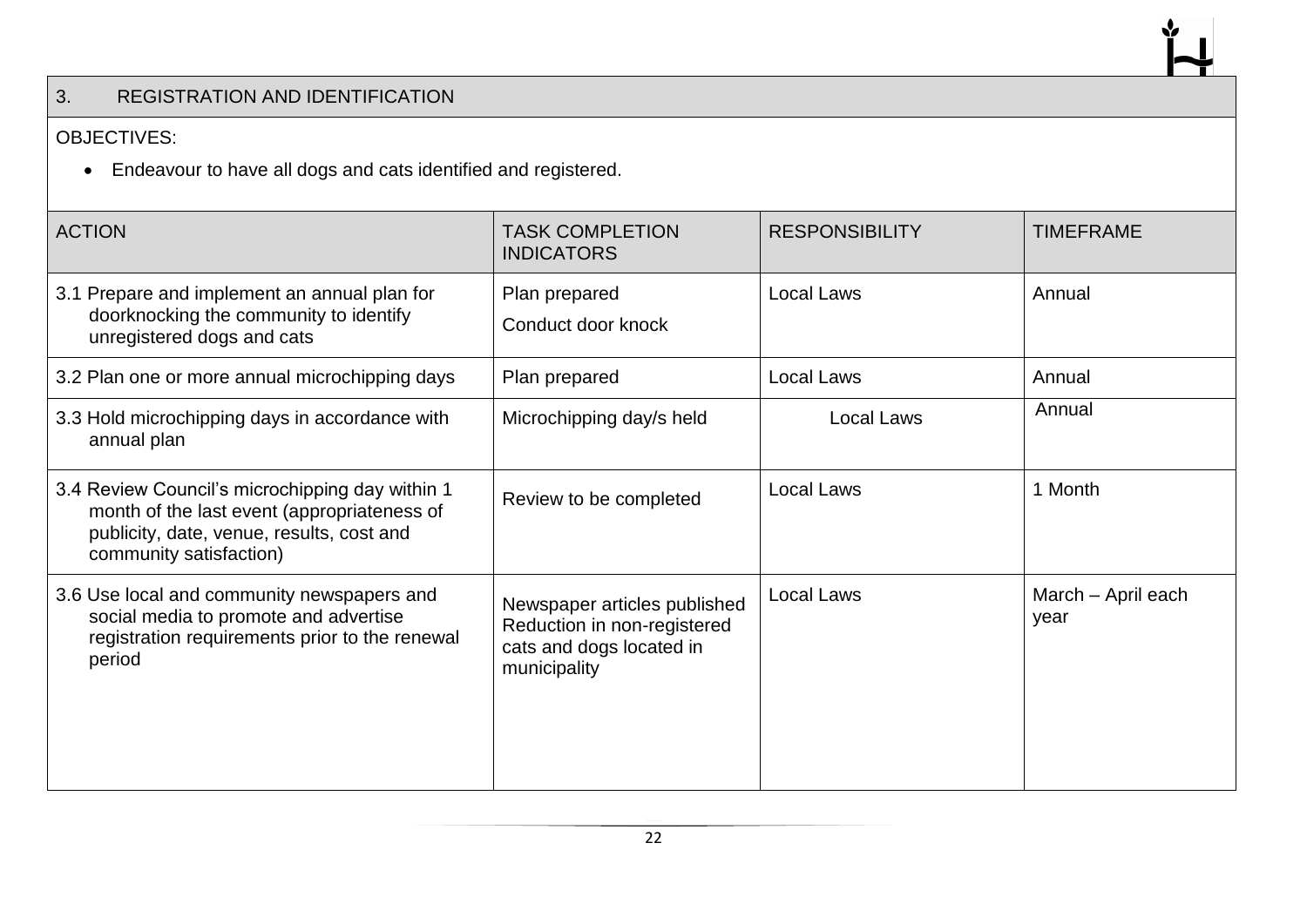## 3. REGISTRATION AND IDENTIFICATION

OBJECTIVES:

- Endeavour to have all dogs and cats identified and registered.

| ACTION | TASK COMPLETION INDICATORS | RESPONSIBILITY | TIMEFRAME |
|---|---|---|---|
| 3.1 Prepare and implement an annual plan for doorknocking the community to identify unregistered dogs and cats | Plan prepared<br>Conduct door knock | Local Laws | Annual |
| 3.2 Plan one or more annual microchipping days | Plan prepared | Local Laws | Annual |
| 3.3 Hold microchipping days in accordance with annual plan | Microchipping day/s held | Local Laws | Annual |
| 3.4 Review Council's microchipping day within 1 month of the last event (appropriateness of publicity, date, venue, results, cost and community satisfaction) | Review to be completed | Local Laws | 1 Month |
| 3.6 Use local and community newspapers and social media to promote and advertise registration requirements prior to the renewal period | Newspaper articles published<br>Reduction in non-registered cats and dogs located in municipality | Local Laws | March – April each year |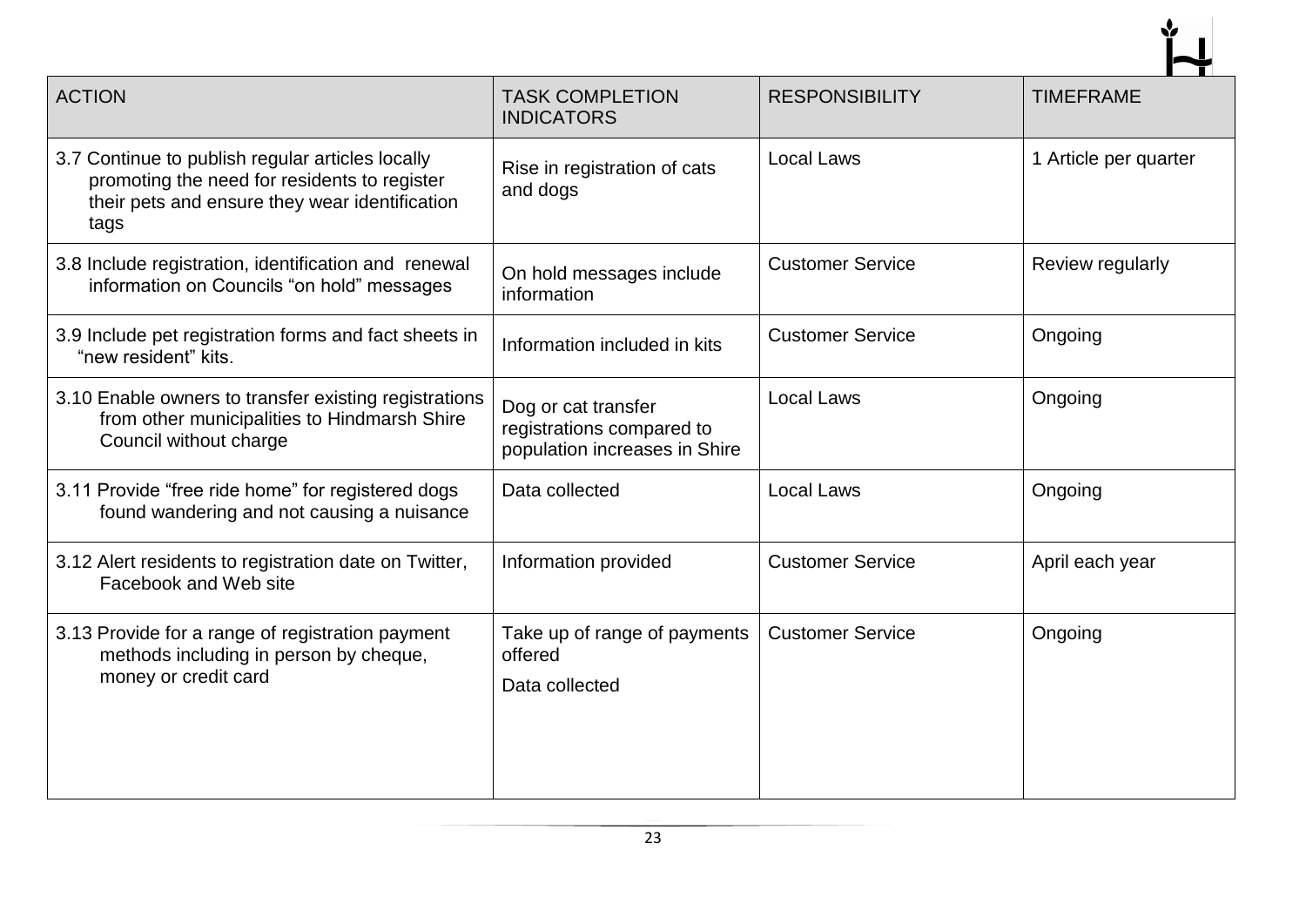| ACTION | TASK COMPLETION INDICATORS | RESPONSIBILITY | TIMEFRAME |
|---|---|---|---|
| 3.7 Continue to publish regular articles locally promoting the need for residents to register their pets and ensure they wear identification tags | Rise in registration of cats and dogs | Local Laws | 1 Article per quarter |
| 3.8 Include registration, identification and renewal information on Councils "on hold" messages | On hold messages include information | Customer Service | Review regularly |
| 3.9 Include pet registration forms and fact sheets in "new resident" kits. | Information included in kits | Customer Service | Ongoing |
| 3.10 Enable owners to transfer existing registrations from other municipalities to Hindmarsh Shire Council without charge | Dog or cat transfer registrations compared to population increases in Shire | Local Laws | Ongoing |
| 3.11 Provide "free ride home" for registered dogs found wandering and not causing a nuisance | Data collected | Local Laws | Ongoing |
| 3.12 Alert residents to registration date on Twitter, Facebook and Web site | Information provided | Customer Service | April each year |
| 3.13 Provide for a range of registration payment methods including in person by cheque, money or credit card | Take up of range of payments offered<br><br>Data collected | Customer Service | Ongoing |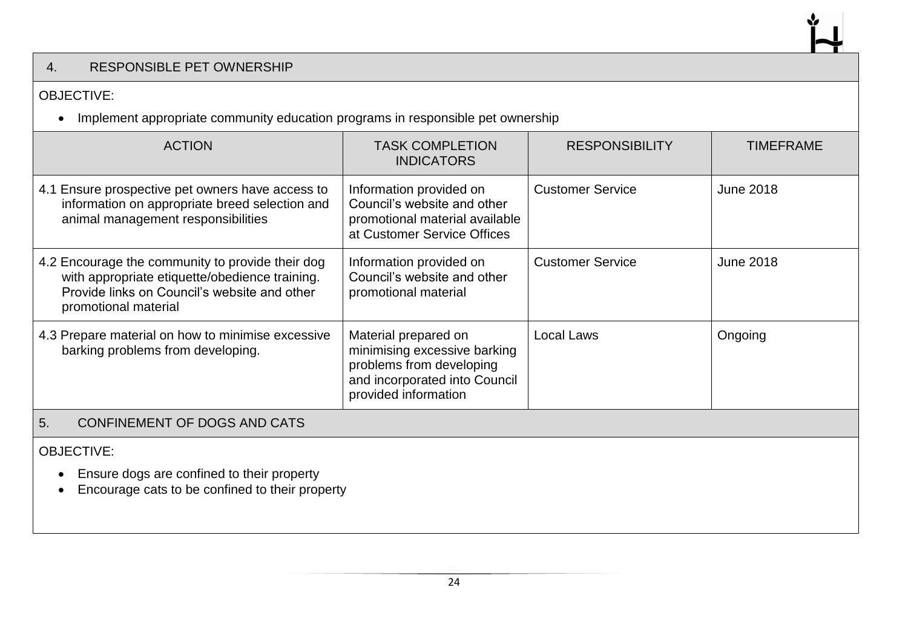## 4. RESPONSIBLE PET OWNERSHIP

OBJECTIVE:

- Implement appropriate community education programs in responsible pet ownership

| ACTION | TASK COMPLETION INDICATORS | RESPONSIBILITY | TIMEFRAME |
|---|---|---|---|
| 4.1 Ensure prospective pet owners have access to information on appropriate breed selection and animal management responsibilities | Information provided on Council's website and other promotional material available at Customer Service Offices | Customer Service | June 2018 |
| 4.2 Encourage the community to provide their dog with appropriate etiquette/obedience training. Provide links on Council's website and other promotional material | Information provided on Council's website and other promotional material | Customer Service | June 2018 |
| 4.3 Prepare material on how to minimise excessive barking problems from developing. | Material prepared on minimising excessive barking problems from developing and incorporated into Council provided information | Local Laws | Ongoing |

## 5. CONFINEMENT OF DOGS AND CATS

OBJECTIVE:

- Ensure dogs are confined to their property
- Encourage cats to be confined to their property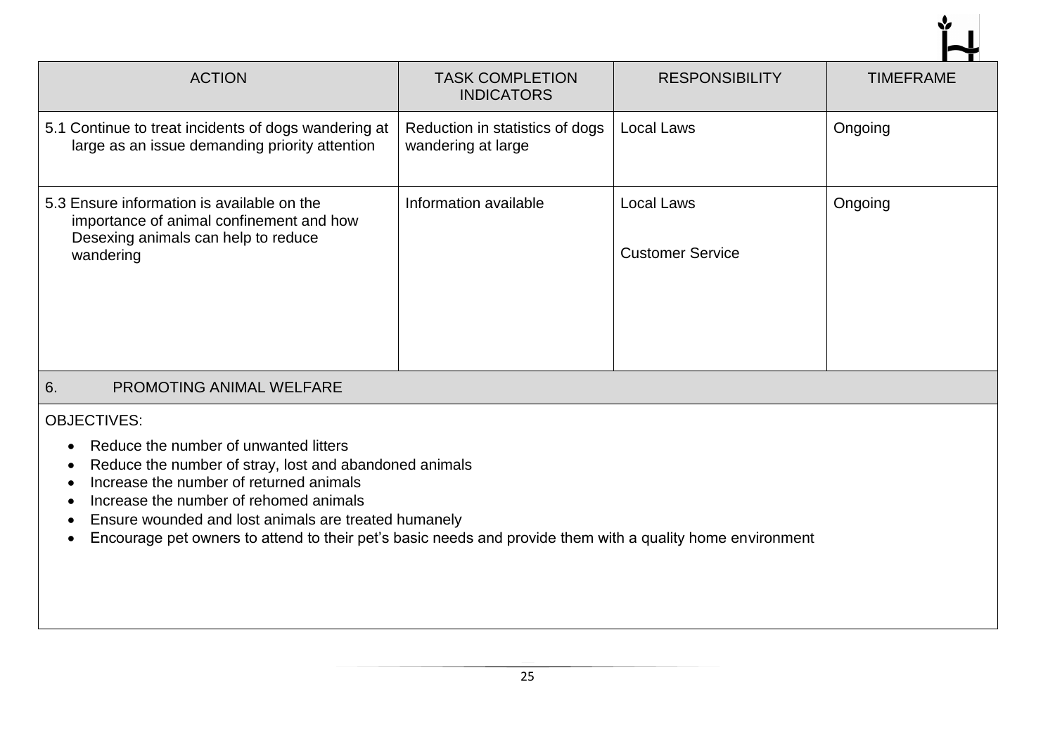| ACTION | TASK COMPLETION INDICATORS | RESPONSIBILITY | TIMEFRAME |
|---|---|---|---|
| 5.1 Continue to treat incidents of dogs wandering at large as an issue demanding priority attention | Reduction in statistics of dogs wandering at large | Local Laws | Ongoing |
| 5.3 Ensure information is available on the importance of animal confinement and how Desexing animals can help to reduce wandering | Information available | Local Laws<br><br>Customer Service | Ongoing |

## 6. PROMOTING ANIMAL WELFARE

OBJECTIVES:

- Reduce the number of unwanted litters
- Reduce the number of stray, lost and abandoned animals
- Increase the number of returned animals
- Increase the number of rehomed animals
- Ensure wounded and lost animals are treated humanely
- Encourage pet owners to attend to their pet's basic needs and provide them with a quality home environment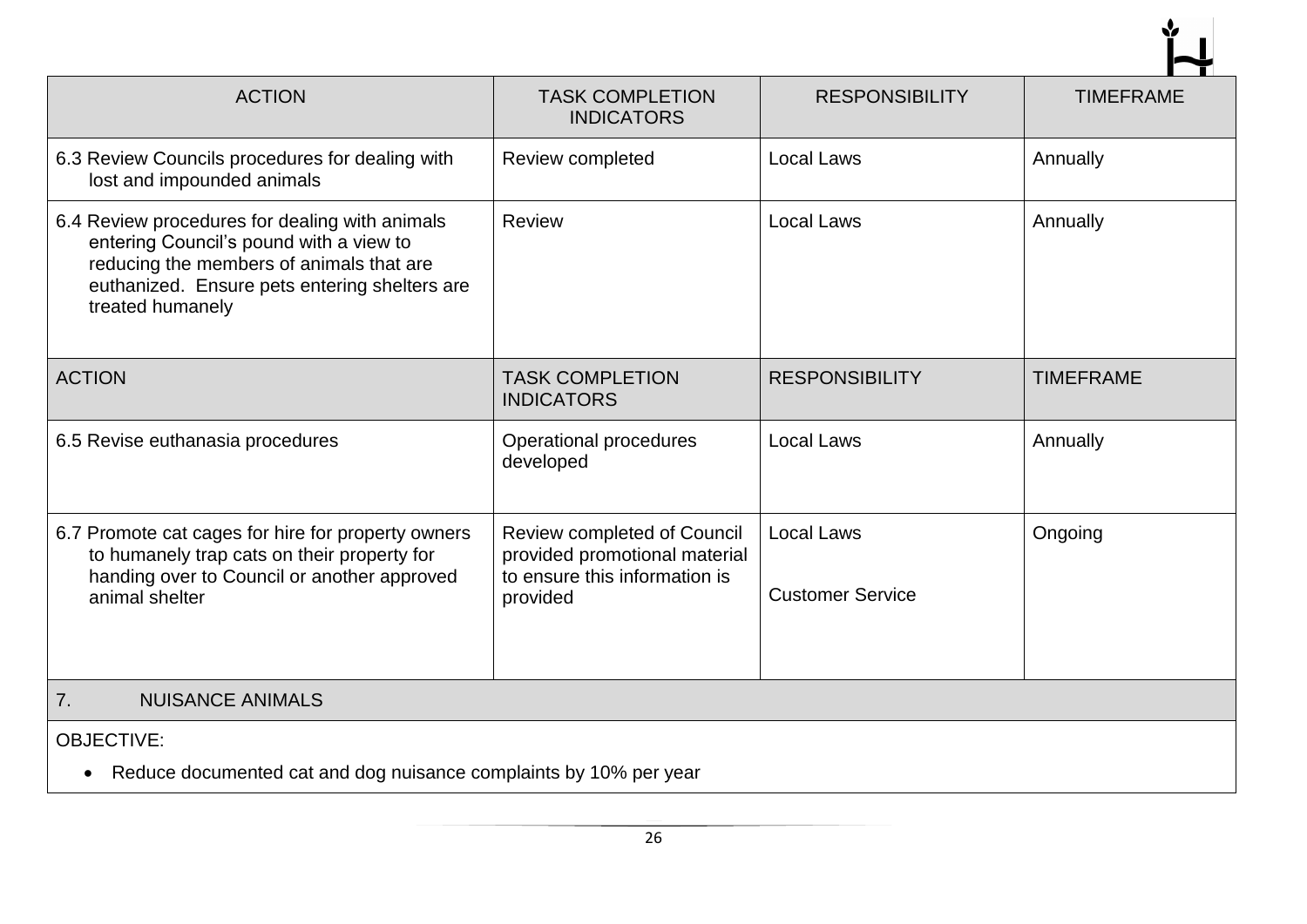| ACTION | TASK COMPLETION INDICATORS | RESPONSIBILITY | TIMEFRAME |
|---|---|---|---|
| 6.3 Review Councils procedures for dealing with lost and impounded animals | Review completed | Local Laws | Annually |
| 6.4 Review procedures for dealing with animals entering Council's pound with a view to reducing the members of animals that are euthanized. Ensure pets entering shelters are treated humanely | Review | Local Laws | Annually |
| ACTION | TASK COMPLETION INDICATORS | RESPONSIBILITY | TIMEFRAME |
| 6.5 Revise euthanasia procedures | Operational procedures developed | Local Laws | Annually |
| 6.7 Promote cat cages for hire for property owners to humanely trap cats on their property for handing over to Council or another approved animal shelter | Review completed of Council provided promotional material to ensure this information is provided | Local Laws<br><br>Customer Service | Ongoing |

## 7. NUISANCE ANIMALS

OBJECTIVE:

- Reduce documented cat and dog nuisance complaints by 10% per year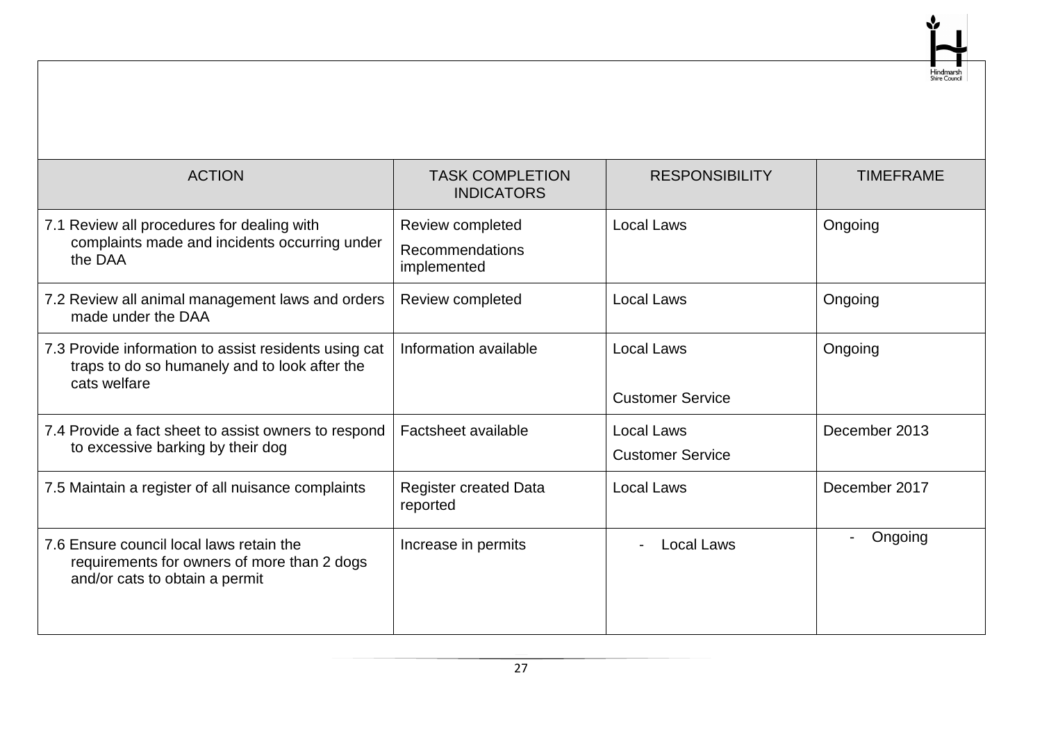| ACTION | TASK COMPLETION INDICATORS | RESPONSIBILITY | TIMEFRAME |
|---|---|---|---|
| 7.1 Review all procedures for dealing with complaints made and incidents occurring under the DAA | Review completed<br>Recommendations implemented | Local Laws | Ongoing |
| 7.2 Review all animal management laws and orders made under the DAA | Review completed | Local Laws | Ongoing |
| 7.3 Provide information to assist residents using cat traps to do so humanely and to look after the cats welfare | Information available | Local Laws<br>Customer Service | Ongoing |
| 7.4 Provide a fact sheet to assist owners to respond to excessive barking by their dog | Factsheet available | Local Laws<br>Customer Service | December 2013 |
| 7.5 Maintain a register of all nuisance complaints | Register created Data reported | Local Laws | December 2017 |
| 7.6 Ensure council local laws retain the requirements for owners of more than 2 dogs and/or cats to obtain a permit | Increase in permits | - Local Laws | - Ongoing |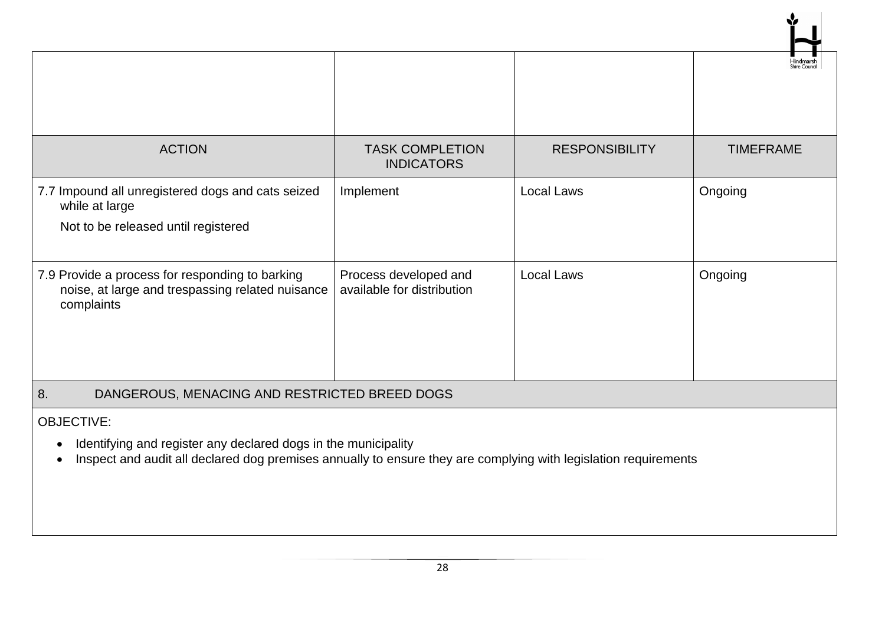| ACTION | TASK COMPLETION INDICATORS | RESPONSIBILITY | TIMEFRAME |
|---|---|---|---|
| 7.7 Impound all unregistered dogs and cats seized while at large<br><br>Not to be released until registered | Implement | Local Laws | Ongoing |
| 7.9 Provide a process for responding to barking noise, at large and trespassing related nuisance complaints | Process developed and available for distribution | Local Laws | Ongoing |

## 8. DANGEROUS, MENACING AND RESTRICTED BREED DOGS

OBJECTIVE:

- Identifying and register any declared dogs in the municipality
- Inspect and audit all declared dog premises annually to ensure they are complying with legislation requirements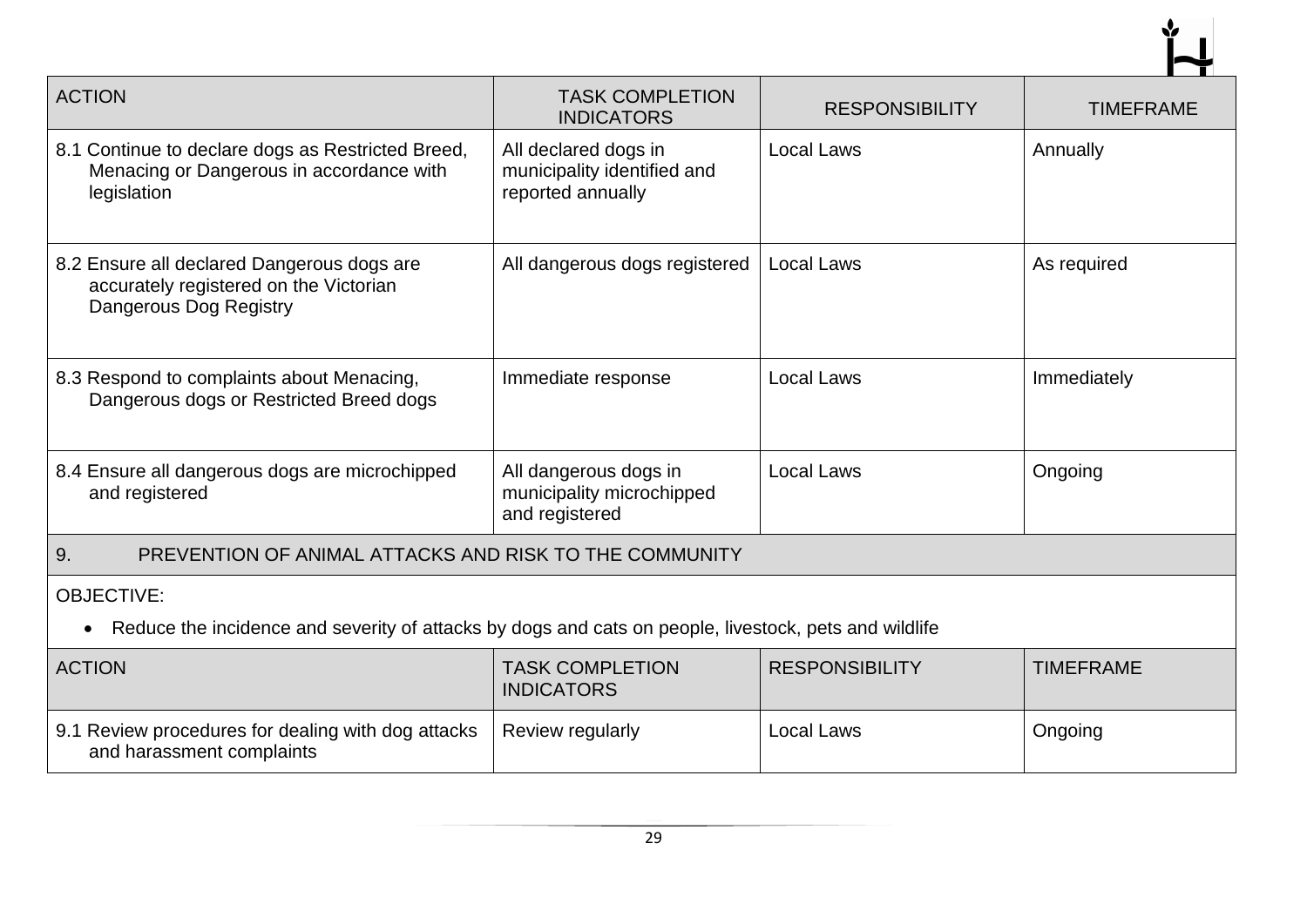| ACTION | TASK COMPLETION INDICATORS | RESPONSIBILITY | TIMEFRAME |
|---|---|---|---|
| 8.1 Continue to declare dogs as Restricted Breed, Menacing or Dangerous in accordance with legislation | All declared dogs in municipality identified and reported annually | Local Laws | Annually |
| 8.2 Ensure all declared Dangerous dogs are accurately registered on the Victorian Dangerous Dog Registry | All dangerous dogs registered | Local Laws | As required |
| 8.3 Respond to complaints about Menacing, Dangerous dogs or Restricted Breed dogs | Immediate response | Local Laws | Immediately |
| 8.4 Ensure all dangerous dogs are microchipped and registered | All dangerous dogs in municipality microchipped and registered | Local Laws | Ongoing |

## 9. PREVENTION OF ANIMAL ATTACKS AND RISK TO THE COMMUNITY

OBJECTIVE:

- Reduce the incidence and severity of attacks by dogs and cats on people, livestock, pets and wildlife

| ACTION | TASK COMPLETION INDICATORS | RESPONSIBILITY | TIMEFRAME |
|---|---|---|---|
| 9.1 Review procedures for dealing with dog attacks and harassment complaints | Review regularly | Local Laws | Ongoing |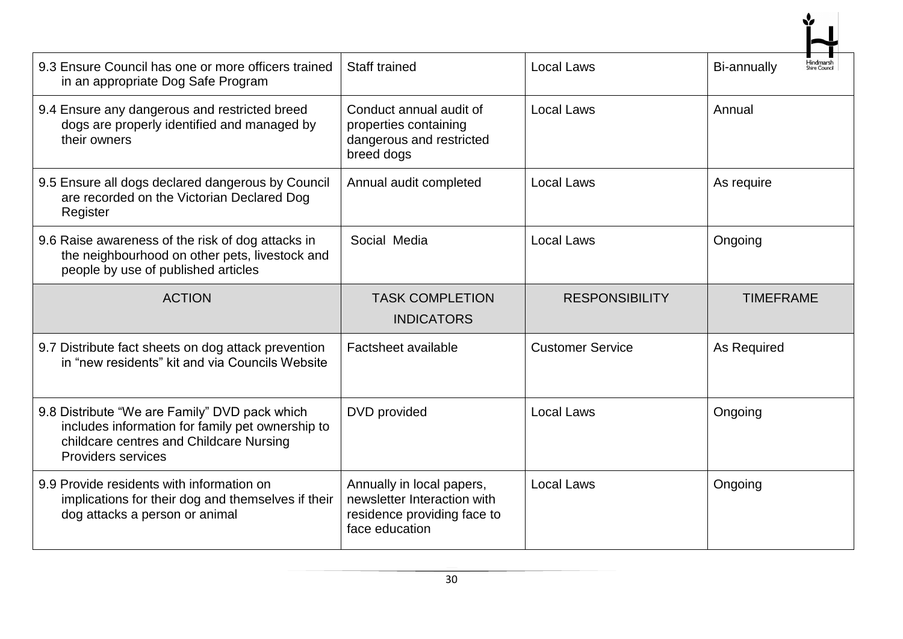| 9.3 Ensure Council has one or more officers trained in an appropriate Dog Safe Program | Staff trained | Local Laws | Bi-annually |
|---|---|---|---|
| 9.4 Ensure any dangerous and restricted breed dogs are properly identified and managed by their owners | Conduct annual audit of properties containing dangerous and restricted breed dogs | Local Laws | Annual |
| 9.5 Ensure all dogs declared dangerous by Council are recorded on the Victorian Declared Dog Register | Annual audit completed | Local Laws | As require |
| 9.6 Raise awareness of the risk of dog attacks in the neighbourhood on other pets, livestock and people by use of published articles | Social Media | Local Laws | Ongoing |
| ACTION | TASK COMPLETION INDICATORS | RESPONSIBILITY | TIMEFRAME |
| 9.7 Distribute fact sheets on dog attack prevention in "new residents" kit and via Councils Website | Factsheet available | Customer Service | As Required |
| 9.8 Distribute "We are Family" DVD pack which includes information for family pet ownership to childcare centres and Childcare Nursing Providers services | DVD provided | Local Laws | Ongoing |
| 9.9 Provide residents with information on implications for their dog and themselves if their dog attacks a person or animal | Annually in local papers, newsletter Interaction with residence providing face to face education | Local Laws | Ongoing |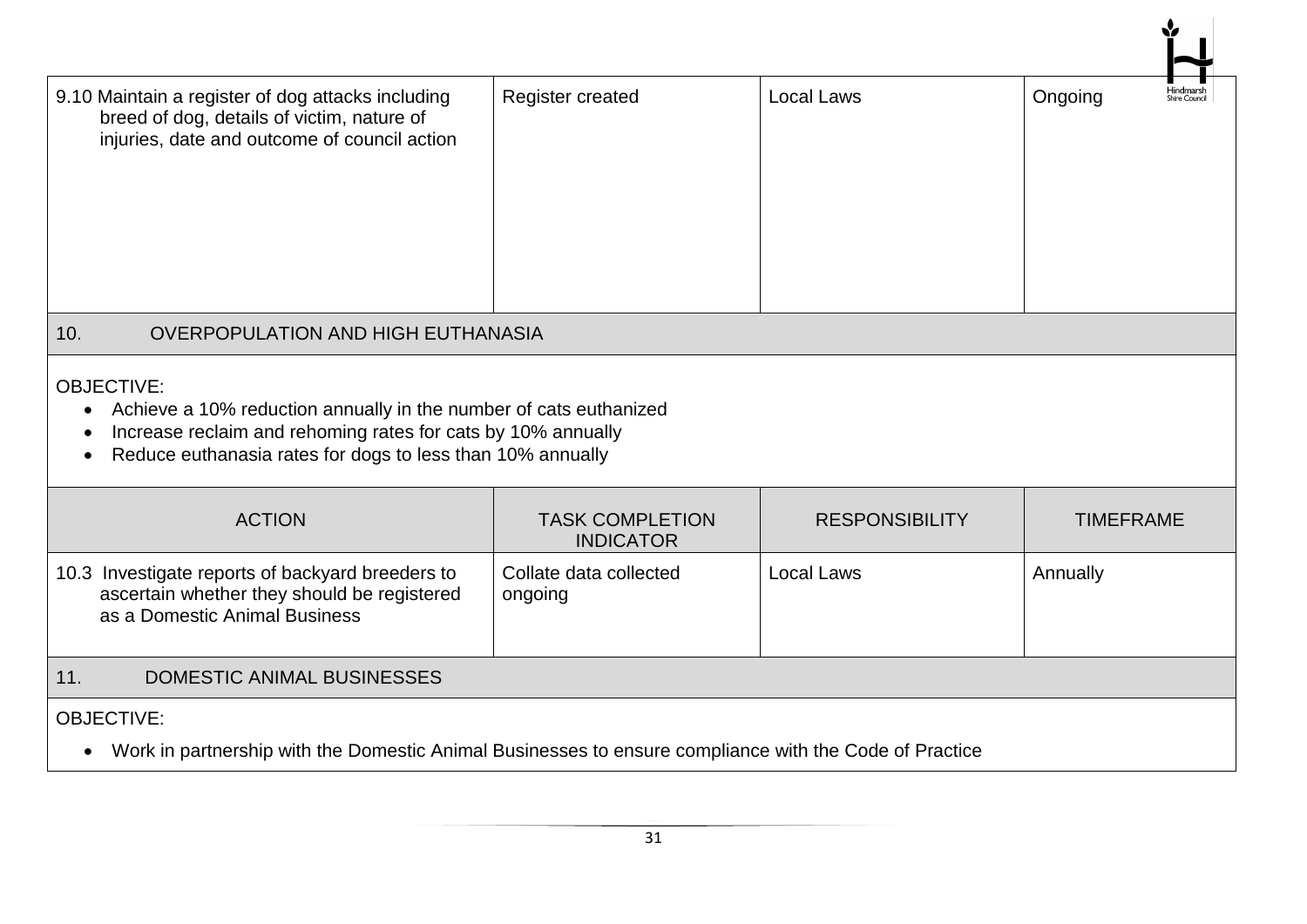| ACTION | TASK COMPLETION INDICATOR | RESPONSIBILITY | TIMEFRAME |
|---|---|---|---|
| 9.10 Maintain a register of dog attacks including breed of dog, details of victim, nature of injuries, date and outcome of council action | Register created | Local Laws | Ongoing |

## 10. OVERPOPULATION AND HIGH EUTHANASIA

OBJECTIVE:

- Achieve a 10% reduction annually in the number of cats euthanized
- Increase reclaim and rehoming rates for cats by 10% annually
- Reduce euthanasia rates for dogs to less than 10% annually

| ACTION | TASK COMPLETION INDICATOR | RESPONSIBILITY | TIMEFRAME |
|---|---|---|---|
| 10.3 Investigate reports of backyard breeders to ascertain whether they should be registered as a Domestic Animal Business | Collate data collected ongoing | Local Laws | Annually |

## 11. DOMESTIC ANIMAL BUSINESSES

OBJECTIVE:

- Work in partnership with the Domestic Animal Businesses to ensure compliance with the Code of Practice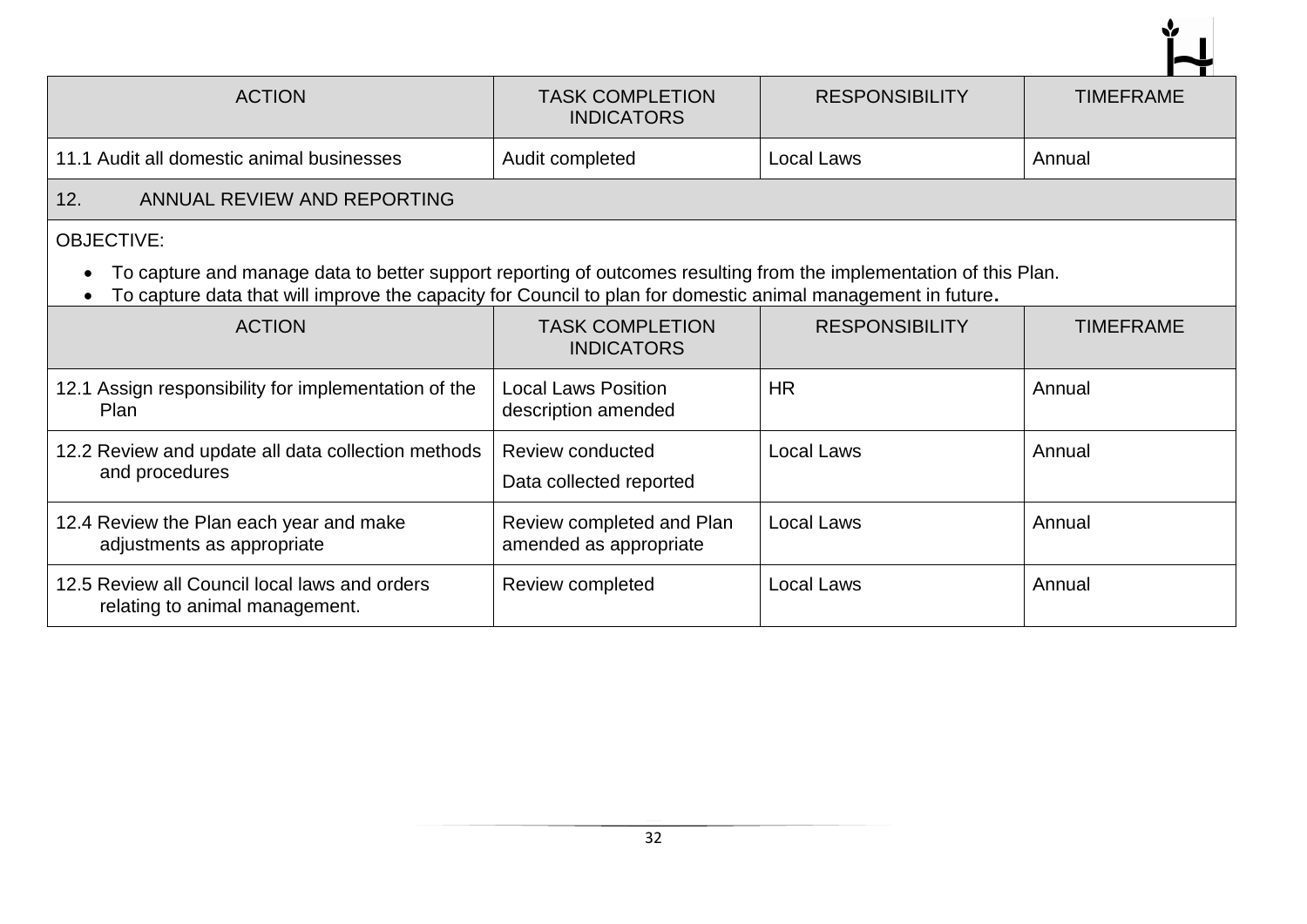| ACTION | TASK COMPLETION INDICATORS | RESPONSIBILITY | TIMEFRAME |
|---|---|---|---|
| 11.1 Audit all domestic animal businesses | Audit completed | Local Laws | Annual |

## 12. ANNUAL REVIEW AND REPORTING

OBJECTIVE:

- To capture and manage data to better support reporting of outcomes resulting from the implementation of this Plan.
- To capture data that will improve the capacity for Council to plan for domestic animal management in future**.**

| ACTION | TASK COMPLETION INDICATORS | RESPONSIBILITY | TIMEFRAME |
|---|---|---|---|
| 12.1 Assign responsibility for implementation of the Plan | Local Laws Position description amended | HR | Annual |
| 12.2 Review and update all data collection methods and procedures | Review conducted<br>Data collected reported | Local Laws | Annual |
| 12.4 Review the Plan each year and make adjustments as appropriate | Review completed and Plan amended as appropriate | Local Laws | Annual |
| 12.5 Review all Council local laws and orders relating to animal management. | Review completed | Local Laws | Annual |